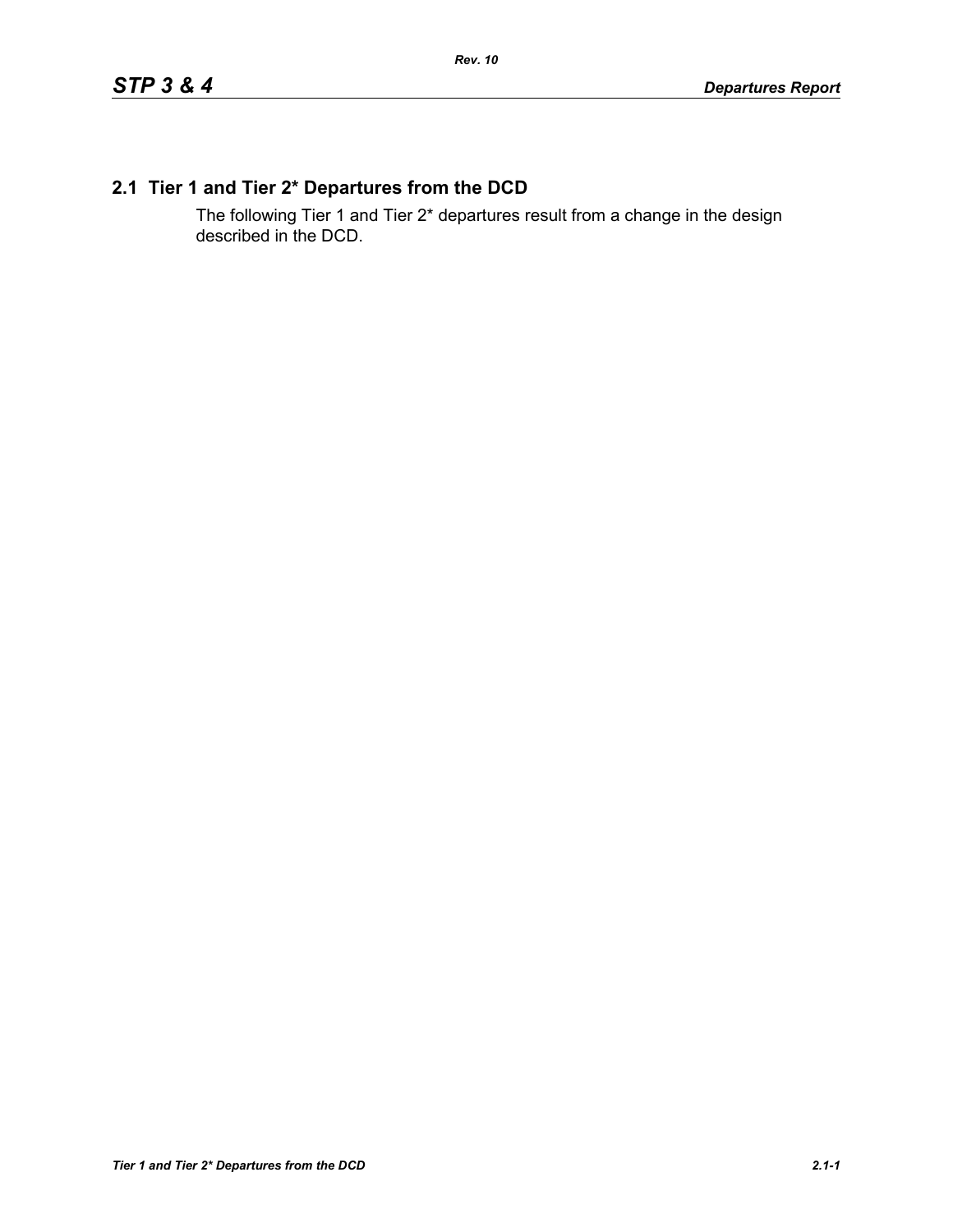## 2.1 Tier 1 and Tier 2* Departures from the DCD

The following Tier 1 and Tier 2* departures result from a change in the design described in the DCD.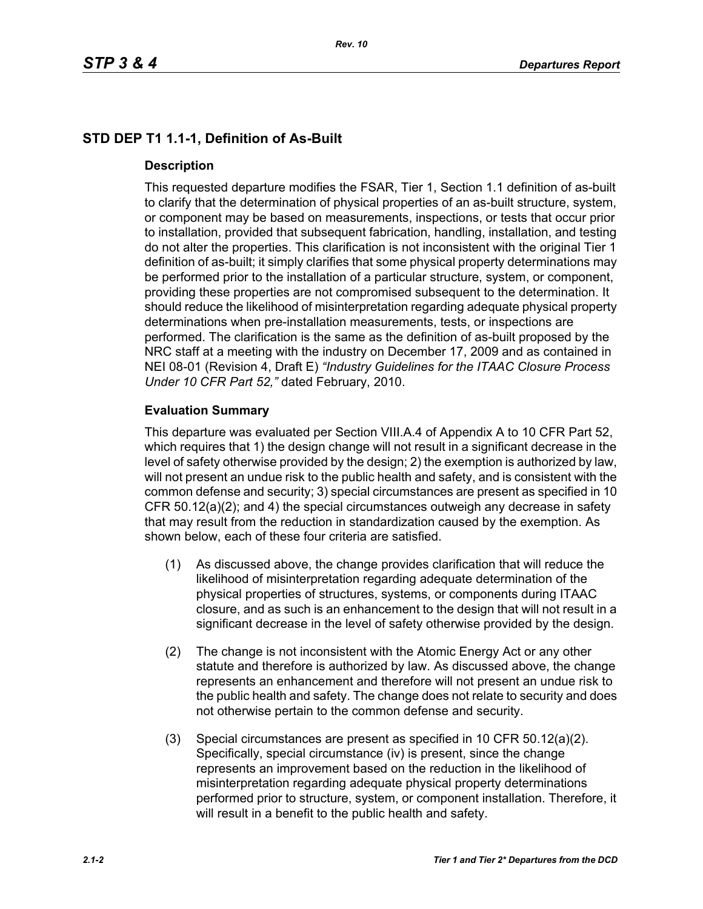## STD DEP T1 1.1-1, Definition of As-Built

### Description

This requested departure modifies the FSAR, Tier 1, Section 1.1 definition of as-built to clarify that the determination of physical properties of an as-built structure, system, or component may be based on measurements, inspections, or tests that occur prior to installation, provided that subsequent fabrication, handling, installation, and testing do not alter the properties. This clarification is not inconsistent with the original Tier 1 definition of as-built; it simply clarifies that some physical property determinations may be performed prior to the installation of a particular structure, system, or component, providing these properties are not compromised subsequent to the determination. It should reduce the likelihood of misinterpretation regarding adequate physical property determinations when pre-installation measurements, tests, or inspections are performed. The clarification is the same as the definition of as-built proposed by the NRC staff at a meeting with the industry on December 17, 2009 and as contained in NEI 08-01 (Revision 4, Draft E) *"Industry Guidelines for the ITAAC Closure Process Under 10 CFR Part 52,"* dated February, 2010.

### Evaluation Summary

This departure was evaluated per Section VIII.A.4 of Appendix A to 10 CFR Part 52, which requires that 1) the design change will not result in a significant decrease in the level of safety otherwise provided by the design; 2) the exemption is authorized by law, will not present an undue risk to the public health and safety, and is consistent with the common defense and security; 3) special circumstances are present as specified in 10 CFR 50.12(a)(2); and 4) the special circumstances outweigh any decrease in safety that may result from the reduction in standardization caused by the exemption. As shown below, each of these four criteria are satisfied.

(1) As discussed above, the change provides clarification that will reduce the likelihood of misinterpretation regarding adequate determination of the physical properties of structures, systems, or components during ITAAC closure, and as such is an enhancement to the design that will not result in a significant decrease in the level of safety otherwise provided by the design.

(2) The change is not inconsistent with the Atomic Energy Act or any other statute and therefore is authorized by law. As discussed above, the change represents an enhancement and therefore will not present an undue risk to the public health and safety. The change does not relate to security and does not otherwise pertain to the common defense and security.

(3) Special circumstances are present as specified in 10 CFR 50.12(a)(2). Specifically, special circumstance (iv) is present, since the change represents an improvement based on the reduction in the likelihood of misinterpretation regarding adequate physical property determinations performed prior to structure, system, or component installation. Therefore, it will result in a benefit to the public health and safety.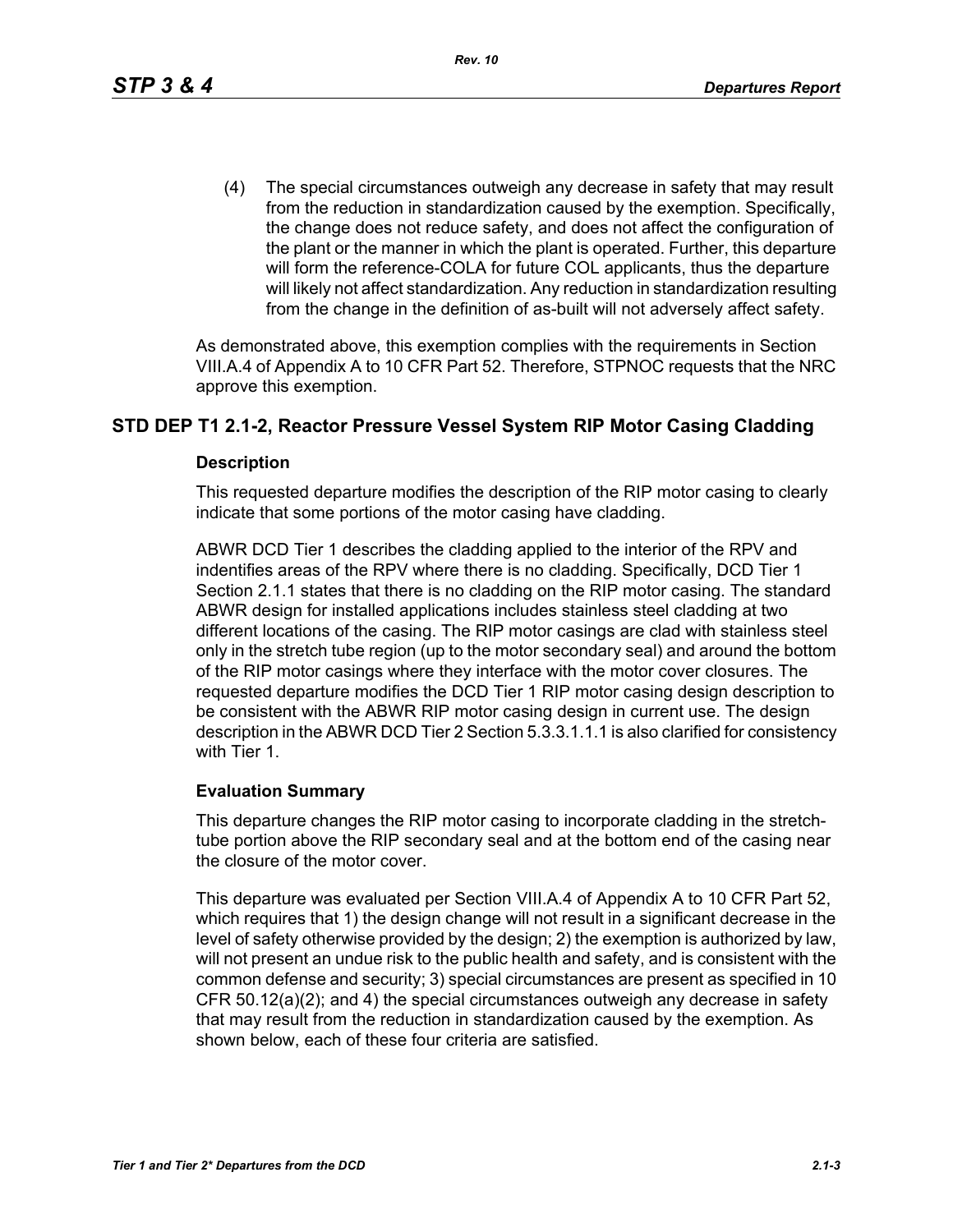(4) The special circumstances outweigh any decrease in safety that may result from the reduction in standardization caused by the exemption. Specifically, the change does not reduce safety, and does not affect the configuration of the plant or the manner in which the plant is operated. Further, this departure will form the reference-COLA for future COL applicants, thus the departure will likely not affect standardization. Any reduction in standardization resulting from the change in the definition of as-built will not adversely affect safety.

As demonstrated above, this exemption complies with the requirements in Section VIII.A.4 of Appendix A to 10 CFR Part 52. Therefore, STPNOC requests that the NRC approve this exemption.

## STD DEP T1 2.1-2, Reactor Pressure Vessel System RIP Motor Casing Cladding

### Description

This requested departure modifies the description of the RIP motor casing to clearly indicate that some portions of the motor casing have cladding.

ABWR DCD Tier 1 describes the cladding applied to the interior of the RPV and indentifies areas of the RPV where there is no cladding. Specifically, DCD Tier 1 Section 2.1.1 states that there is no cladding on the RIP motor casing. The standard ABWR design for installed applications includes stainless steel cladding at two different locations of the casing. The RIP motor casings are clad with stainless steel only in the stretch tube region (up to the motor secondary seal) and around the bottom of the RIP motor casings where they interface with the motor cover closures. The requested departure modifies the DCD Tier 1 RIP motor casing design description to be consistent with the ABWR RIP motor casing design in current use. The design description in the ABWR DCD Tier 2 Section 5.3.3.1.1.1 is also clarified for consistency with Tier 1.

### Evaluation Summary

This departure changes the RIP motor casing to incorporate cladding in the stretch-tube portion above the RIP secondary seal and at the bottom end of the casing near the closure of the motor cover.

This departure was evaluated per Section VIII.A.4 of Appendix A to 10 CFR Part 52, which requires that 1) the design change will not result in a significant decrease in the level of safety otherwise provided by the design; 2) the exemption is authorized by law, will not present an undue risk to the public health and safety, and is consistent with the common defense and security; 3) special circumstances are present as specified in 10 CFR 50.12(a)(2); and 4) the special circumstances outweigh any decrease in safety that may result from the reduction in standardization caused by the exemption. As shown below, each of these four criteria are satisfied.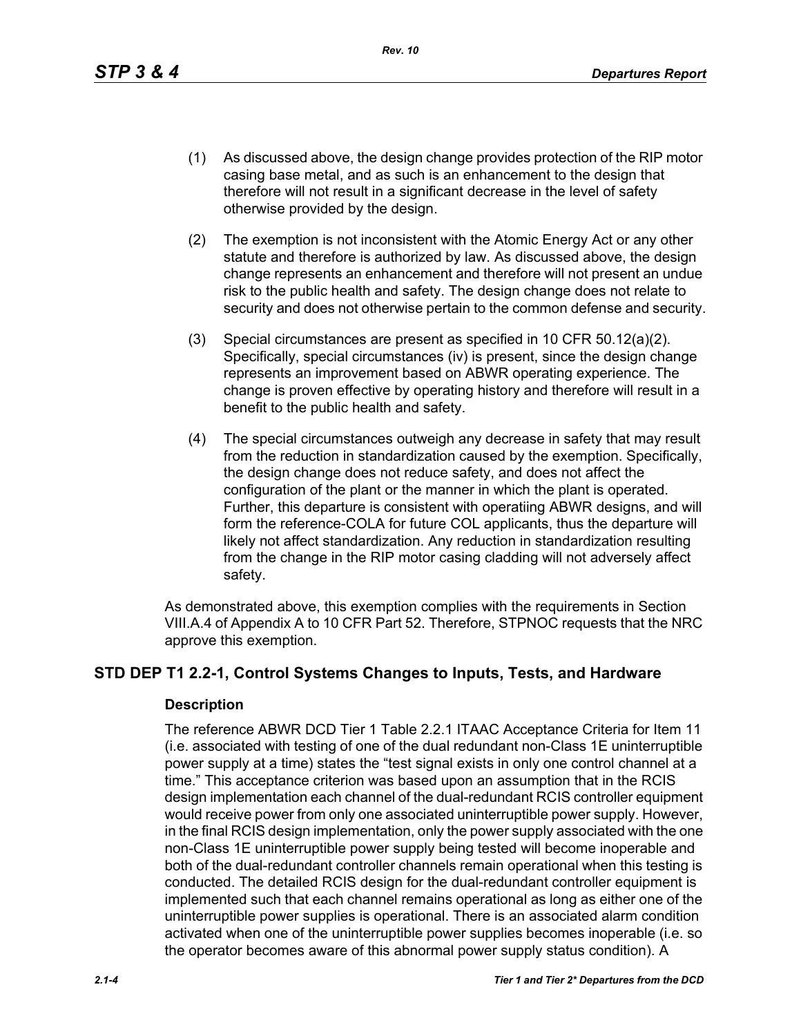(1) As discussed above, the design change provides protection of the RIP motor casing base metal, and as such is an enhancement to the design that therefore will not result in a significant decrease in the level of safety otherwise provided by the design.

(2) The exemption is not inconsistent with the Atomic Energy Act or any other statute and therefore is authorized by law. As discussed above, the design change represents an enhancement and therefore will not present an undue risk to the public health and safety. The design change does not relate to security and does not otherwise pertain to the common defense and security.

(3) Special circumstances are present as specified in 10 CFR 50.12(a)(2). Specifically, special circumstances (iv) is present, since the design change represents an improvement based on ABWR operating experience. The change is proven effective by operating history and therefore will result in a benefit to the public health and safety.

(4) The special circumstances outweigh any decrease in safety that may result from the reduction in standardization caused by the exemption. Specifically, the design change does not reduce safety, and does not affect the configuration of the plant or the manner in which the plant is operated. Further, this departure is consistent with operatiing ABWR designs, and will form the reference-COLA for future COL applicants, thus the departure will likely not affect standardization. Any reduction in standardization resulting from the change in the RIP motor casing cladding will not adversely affect safety.

As demonstrated above, this exemption complies with the requirements in Section VIII.A.4 of Appendix A to 10 CFR Part 52. Therefore, STPNOC requests that the NRC approve this exemption.

## STD DEP T1 2.2-1, Control Systems Changes to Inputs, Tests, and Hardware

### Description

The reference ABWR DCD Tier 1 Table 2.2.1 ITAAC Acceptance Criteria for Item 11 (i.e. associated with testing of one of the dual redundant non-Class 1E uninterruptible power supply at a time) states the “test signal exists in only one control channel at a time.” This acceptance criterion was based upon an assumption that in the RCIS design implementation each channel of the dual-redundant RCIS controller equipment would receive power from only one associated uninterruptible power supply. However, in the final RCIS design implementation, only the power supply associated with the one non-Class 1E uninterruptible power supply being tested will become inoperable and both of the dual-redundant controller channels remain operational when this testing is conducted. The detailed RCIS design for the dual-redundant controller equipment is implemented such that each channel remains operational as long as either one of the uninterruptible power supplies is operational. There is an associated alarm condition activated when one of the uninterruptible power supplies becomes inoperable (i.e. so the operator becomes aware of this abnormal power supply status condition). A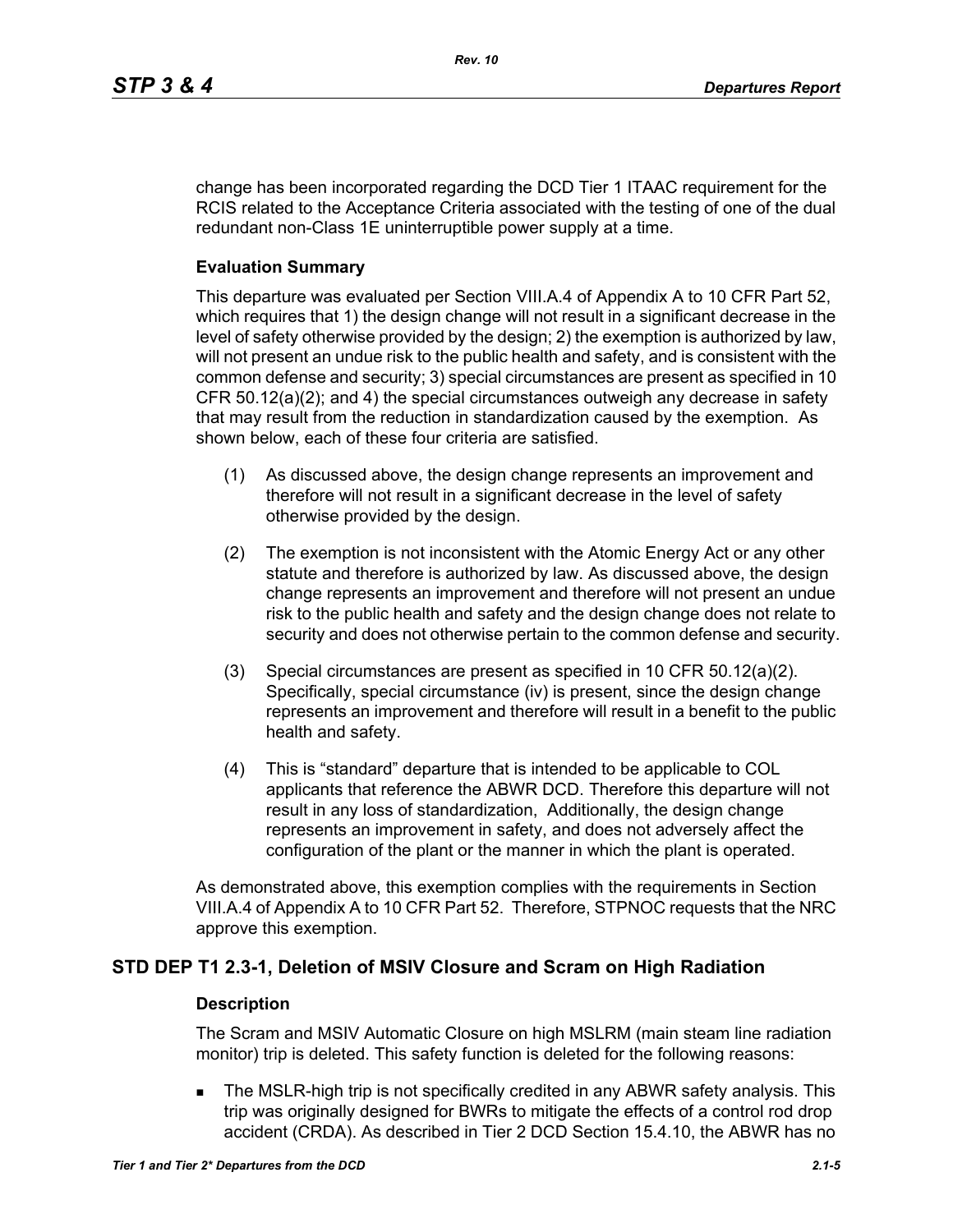change has been incorporated regarding the DCD Tier 1 ITAAC requirement for the RCIS related to the Acceptance Criteria associated with the testing of one of the dual redundant non-Class 1E uninterruptible power supply at a time.

### Evaluation Summary

This departure was evaluated per Section VIII.A.4 of Appendix A to 10 CFR Part 52, which requires that 1) the design change will not result in a significant decrease in the level of safety otherwise provided by the design; 2) the exemption is authorized by law, will not present an undue risk to the public health and safety, and is consistent with the common defense and security; 3) special circumstances are present as specified in 10 CFR 50.12(a)(2); and 4) the special circumstances outweigh any decrease in safety that may result from the reduction in standardization caused by the exemption. As shown below, each of these four criteria are satisfied.

(1) As discussed above, the design change represents an improvement and therefore will not result in a significant decrease in the level of safety otherwise provided by the design.

(2) The exemption is not inconsistent with the Atomic Energy Act or any other statute and therefore is authorized by law. As discussed above, the design change represents an improvement and therefore will not present an undue risk to the public health and safety and the design change does not relate to security and does not otherwise pertain to the common defense and security.

(3) Special circumstances are present as specified in 10 CFR 50.12(a)(2). Specifically, special circumstance (iv) is present, since the design change represents an improvement and therefore will result in a benefit to the public health and safety.

(4) This is "standard" departure that is intended to be applicable to COL applicants that reference the ABWR DCD. Therefore this departure will not result in any loss of standardization, Additionally, the design change represents an improvement in safety, and does not adversely affect the configuration of the plant or the manner in which the plant is operated.

As demonstrated above, this exemption complies with the requirements in Section VIII.A.4 of Appendix A to 10 CFR Part 52. Therefore, STPNOC requests that the NRC approve this exemption.

## STD DEP T1 2.3-1, Deletion of MSIV Closure and Scram on High Radiation

### Description

The Scram and MSIV Automatic Closure on high MSLRM (main steam line radiation monitor) trip is deleted. This safety function is deleted for the following reasons:

- The MSLR-high trip is not specifically credited in any ABWR safety analysis. This trip was originally designed for BWRs to mitigate the effects of a control rod drop accident (CRDA). As described in Tier 2 DCD Section 15.4.10, the ABWR has no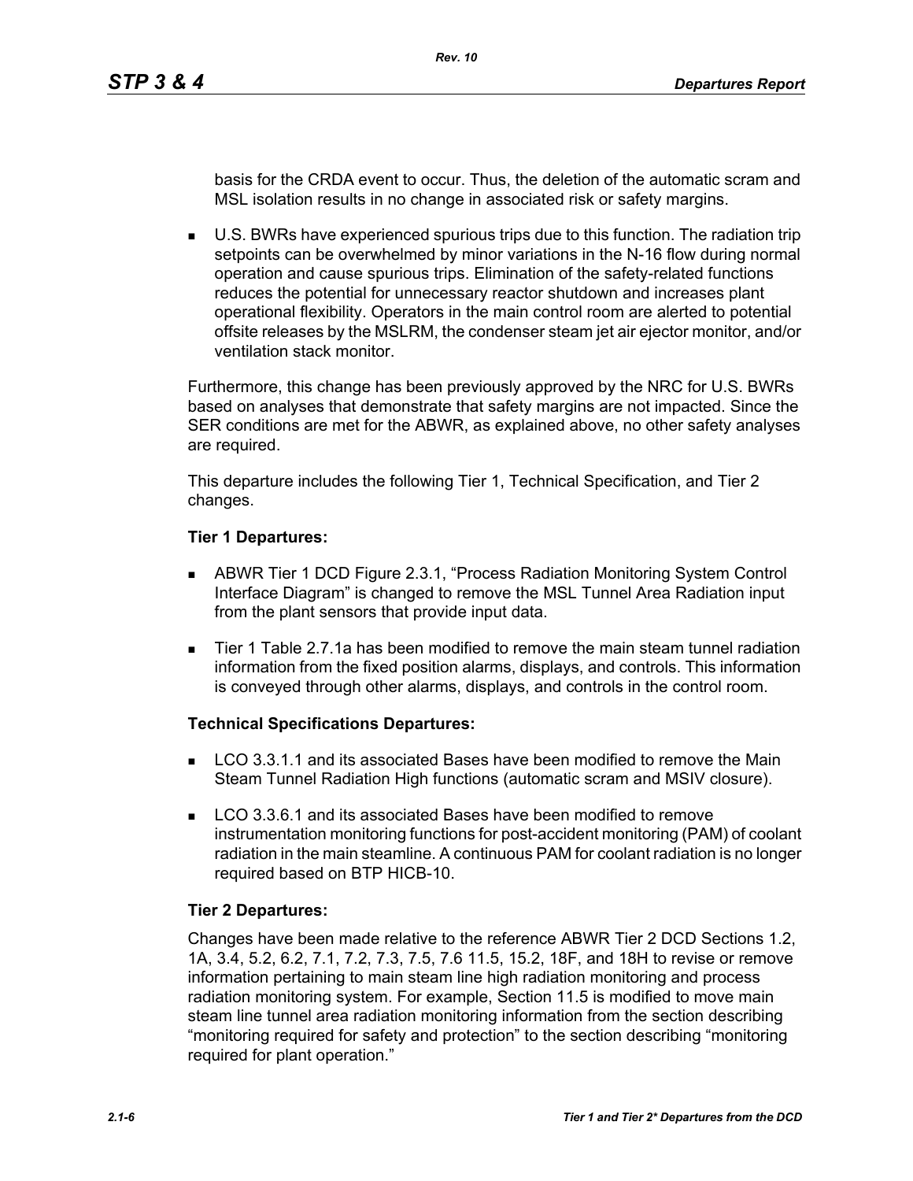basis for the CRDA event to occur. Thus, the deletion of the automatic scram and MSL isolation results in no change in associated risk or safety margins.

- U.S. BWRs have experienced spurious trips due to this function. The radiation trip setpoints can be overwhelmed by minor variations in the N-16 flow during normal operation and cause spurious trips. Elimination of the safety-related functions reduces the potential for unnecessary reactor shutdown and increases plant operational flexibility. Operators in the main control room are alerted to potential offsite releases by the MSLRM, the condenser steam jet air ejector monitor, and/or ventilation stack monitor.

Furthermore, this change has been previously approved by the NRC for U.S. BWRs based on analyses that demonstrate that safety margins are not impacted. Since the SER conditions are met for the ABWR, as explained above, no other safety analyses are required.

This departure includes the following Tier 1, Technical Specification, and Tier 2 changes.

**Tier 1 Departures:**

- ABWR Tier 1 DCD Figure 2.3.1, "Process Radiation Monitoring System Control Interface Diagram" is changed to remove the MSL Tunnel Area Radiation input from the plant sensors that provide input data.
- Tier 1 Table 2.7.1a has been modified to remove the main steam tunnel radiation information from the fixed position alarms, displays, and controls. This information is conveyed through other alarms, displays, and controls in the control room.

**Technical Specifications Departures:**

- LCO 3.3.1.1 and its associated Bases have been modified to remove the Main Steam Tunnel Radiation High functions (automatic scram and MSIV closure).
- LCO 3.3.6.1 and its associated Bases have been modified to remove instrumentation monitoring functions for post-accident monitoring (PAM) of coolant radiation in the main steamline. A continuous PAM for coolant radiation is no longer required based on BTP HICB-10.

**Tier 2 Departures:**

Changes have been made relative to the reference ABWR Tier 2 DCD Sections 1.2, 1A, 3.4, 5.2, 6.2, 7.1, 7.2, 7.3, 7.5, 7.6 11.5, 15.2, 18F, and 18H to revise or remove information pertaining to main steam line high radiation monitoring and process radiation monitoring system. For example, Section 11.5 is modified to move main steam line tunnel area radiation monitoring information from the section describing "monitoring required for safety and protection" to the section describing "monitoring required for plant operation."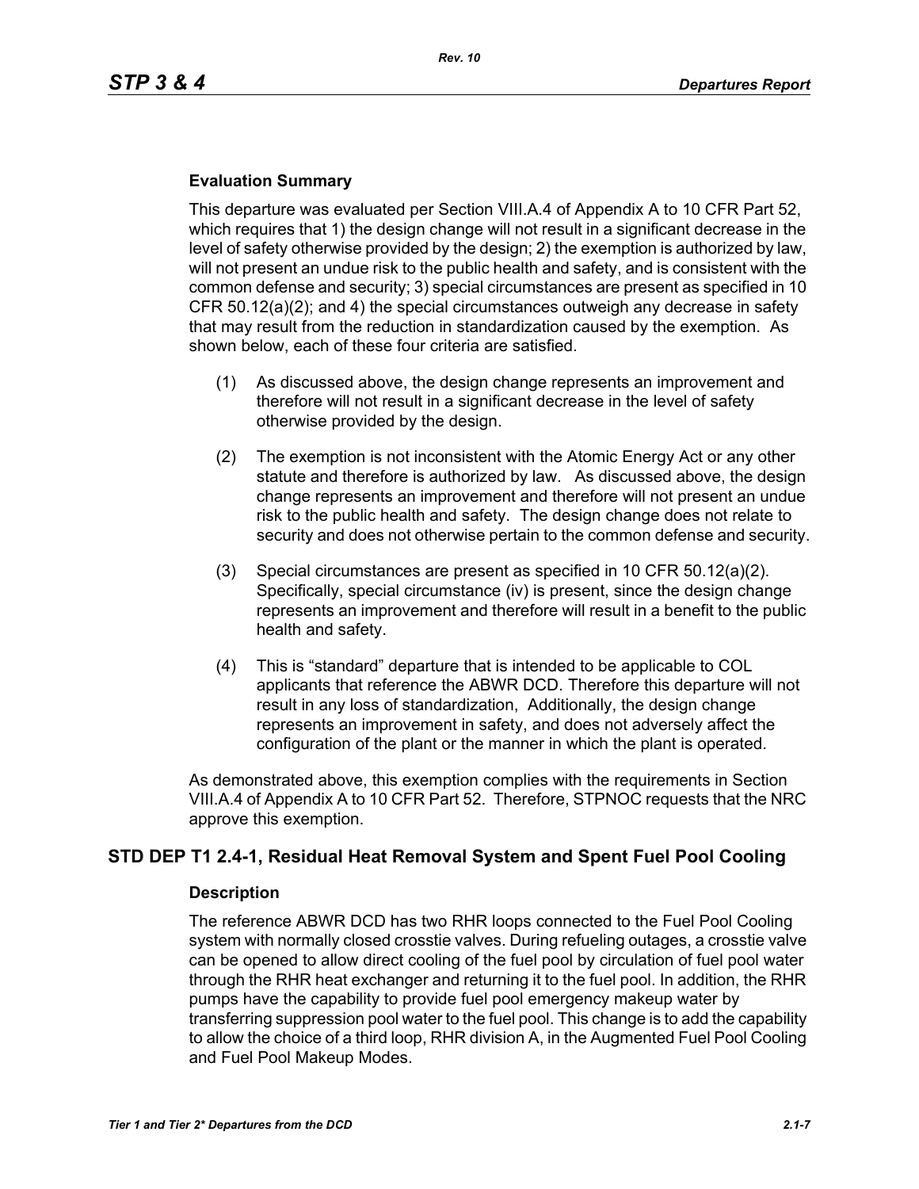### Evaluation Summary

This departure was evaluated per Section VIII.A.4 of Appendix A to 10 CFR Part 52, which requires that 1) the design change will not result in a significant decrease in the level of safety otherwise provided by the design; 2) the exemption is authorized by law, will not present an undue risk to the public health and safety, and is consistent with the common defense and security; 3) special circumstances are present as specified in 10 CFR 50.12(a)(2); and 4) the special circumstances outweigh any decrease in safety that may result from the reduction in standardization caused by the exemption. As shown below, each of these four criteria are satisfied.

(1) As discussed above, the design change represents an improvement and therefore will not result in a significant decrease in the level of safety otherwise provided by the design.

(2) The exemption is not inconsistent with the Atomic Energy Act or any other statute and therefore is authorized by law. As discussed above, the design change represents an improvement and therefore will not present an undue risk to the public health and safety. The design change does not relate to security and does not otherwise pertain to the common defense and security.

(3) Special circumstances are present as specified in 10 CFR 50.12(a)(2). Specifically, special circumstance (iv) is present, since the design change represents an improvement and therefore will result in a benefit to the public health and safety.

(4) This is "standard" departure that is intended to be applicable to COL applicants that reference the ABWR DCD. Therefore this departure will not result in any loss of standardization, Additionally, the design change represents an improvement in safety, and does not adversely affect the configuration of the plant or the manner in which the plant is operated.

As demonstrated above, this exemption complies with the requirements in Section VIII.A.4 of Appendix A to 10 CFR Part 52. Therefore, STPNOC requests that the NRC approve this exemption.

## STD DEP T1 2.4-1, Residual Heat Removal System and Spent Fuel Pool Cooling

### Description

The reference ABWR DCD has two RHR loops connected to the Fuel Pool Cooling system with normally closed crosstie valves. During refueling outages, a crosstie valve can be opened to allow direct cooling of the fuel pool by circulation of fuel pool water through the RHR heat exchanger and returning it to the fuel pool. In addition, the RHR pumps have the capability to provide fuel pool emergency makeup water by transferring suppression pool water to the fuel pool. This change is to add the capability to allow the choice of a third loop, RHR division A, in the Augmented Fuel Pool Cooling and Fuel Pool Makeup Modes.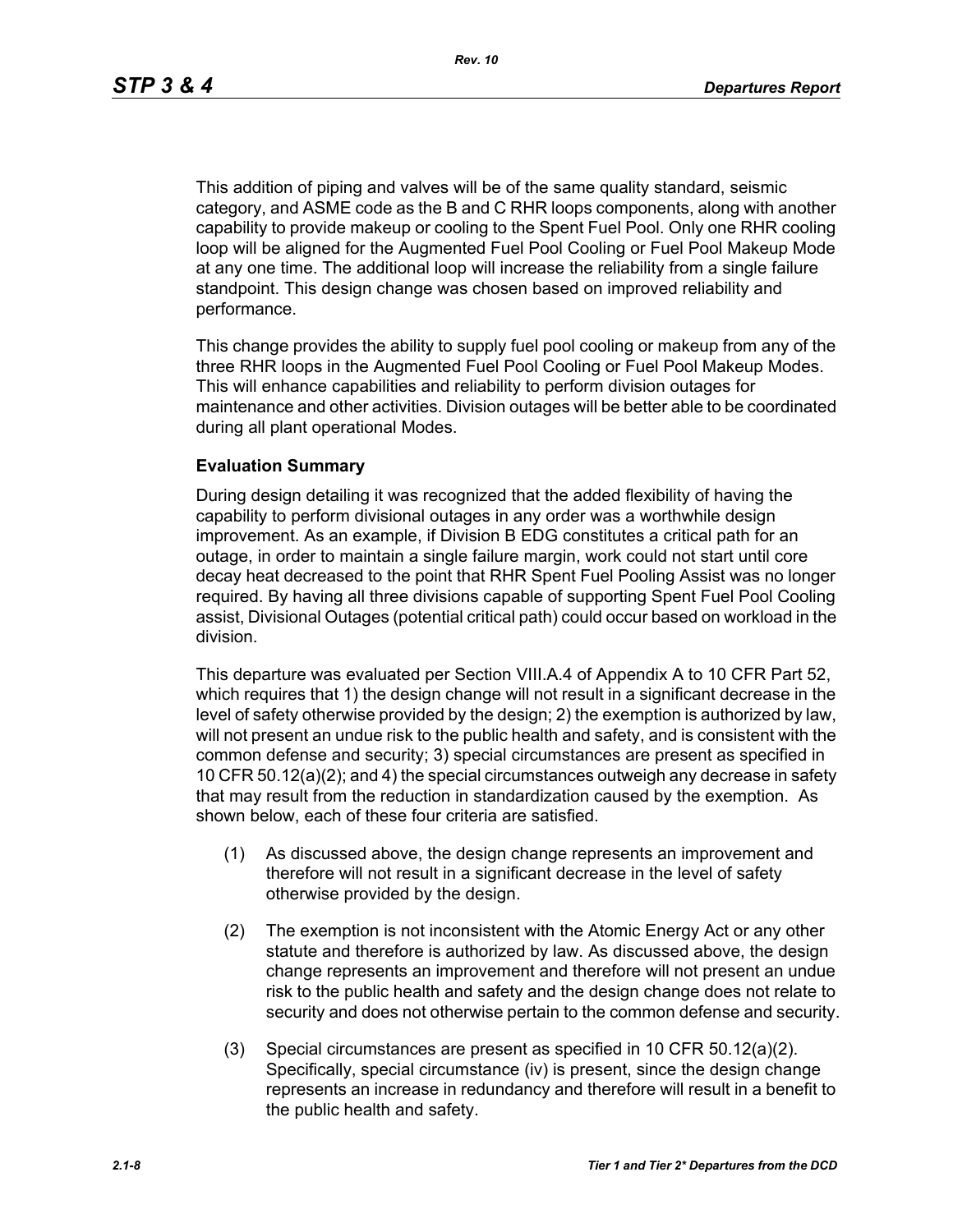This addition of piping and valves will be of the same quality standard, seismic category, and ASME code as the B and C RHR loops components, along with another capability to provide makeup or cooling to the Spent Fuel Pool. Only one RHR cooling loop will be aligned for the Augmented Fuel Pool Cooling or Fuel Pool Makeup Mode at any one time. The additional loop will increase the reliability from a single failure standpoint. This design change was chosen based on improved reliability and performance.

This change provides the ability to supply fuel pool cooling or makeup from any of the three RHR loops in the Augmented Fuel Pool Cooling or Fuel Pool Makeup Modes. This will enhance capabilities and reliability to perform division outages for maintenance and other activities. Division outages will be better able to be coordinated during all plant operational Modes.

**Evaluation Summary**

During design detailing it was recognized that the added flexibility of having the capability to perform divisional outages in any order was a worthwhile design improvement. As an example, if Division B EDG constitutes a critical path for an outage, in order to maintain a single failure margin, work could not start until core decay heat decreased to the point that RHR Spent Fuel Pooling Assist was no longer required. By having all three divisions capable of supporting Spent Fuel Pool Cooling assist, Divisional Outages (potential critical path) could occur based on workload in the division.

This departure was evaluated per Section VIII.A.4 of Appendix A to 10 CFR Part 52, which requires that 1) the design change will not result in a significant decrease in the level of safety otherwise provided by the design; 2) the exemption is authorized by law, will not present an undue risk to the public health and safety, and is consistent with the common defense and security; 3) special circumstances are present as specified in 10 CFR 50.12(a)(2); and 4) the special circumstances outweigh any decrease in safety that may result from the reduction in standardization caused by the exemption. As shown below, each of these four criteria are satisfied.

(1) As discussed above, the design change represents an improvement and therefore will not result in a significant decrease in the level of safety otherwise provided by the design.

(2) The exemption is not inconsistent with the Atomic Energy Act or any other statute and therefore is authorized by law. As discussed above, the design change represents an improvement and therefore will not present an undue risk to the public health and safety and the design change does not relate to security and does not otherwise pertain to the common defense and security.

(3) Special circumstances are present as specified in 10 CFR 50.12(a)(2). Specifically, special circumstance (iv) is present, since the design change represents an increase in redundancy and therefore will result in a benefit to the public health and safety.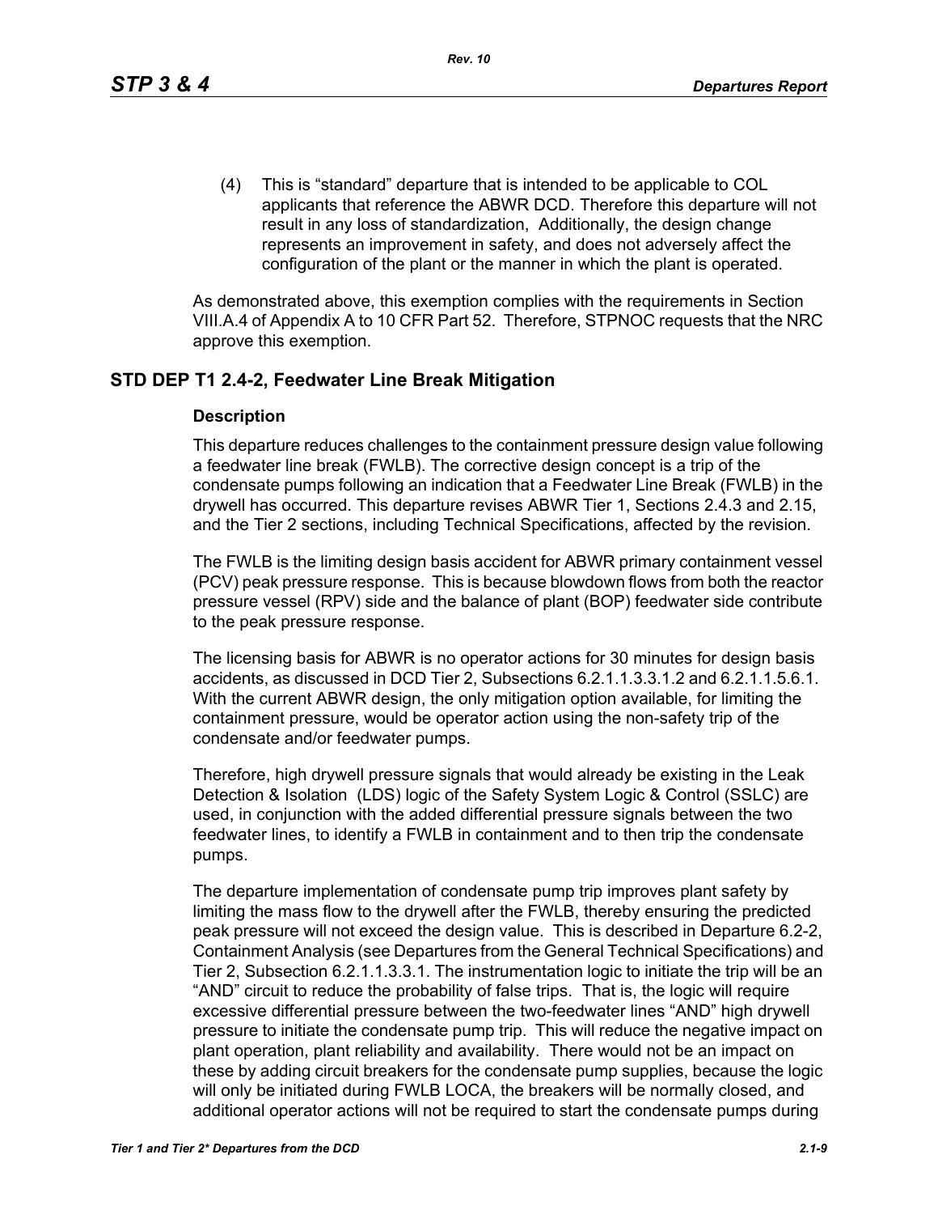(4) This is “standard” departure that is intended to be applicable to COL applicants that reference the ABWR DCD. Therefore this departure will not result in any loss of standardization, Additionally, the design change represents an improvement in safety, and does not adversely affect the configuration of the plant or the manner in which the plant is operated.

As demonstrated above, this exemption complies with the requirements in Section VIII.A.4 of Appendix A to 10 CFR Part 52. Therefore, STPNOC requests that the NRC approve this exemption.

## STD DEP T1 2.4-2, Feedwater Line Break Mitigation

### Description

This departure reduces challenges to the containment pressure design value following a feedwater line break (FWLB). The corrective design concept is a trip of the condensate pumps following an indication that a Feedwater Line Break (FWLB) in the drywell has occurred. This departure revises ABWR Tier 1, Sections 2.4.3 and 2.15, and the Tier 2 sections, including Technical Specifications, affected by the revision.

The FWLB is the limiting design basis accident for ABWR primary containment vessel (PCV) peak pressure response. This is because blowdown flows from both the reactor pressure vessel (RPV) side and the balance of plant (BOP) feedwater side contribute to the peak pressure response.

The licensing basis for ABWR is no operator actions for 30 minutes for design basis accidents, as discussed in DCD Tier 2, Subsections 6.2.1.1.3.3.1.2 and 6.2.1.1.5.6.1. With the current ABWR design, the only mitigation option available, for limiting the containment pressure, would be operator action using the non-safety trip of the condensate and/or feedwater pumps.

Therefore, high drywell pressure signals that would already be existing in the Leak Detection & Isolation (LDS) logic of the Safety System Logic & Control (SSLC) are used, in conjunction with the added differential pressure signals between the two feedwater lines, to identify a FWLB in containment and to then trip the condensate pumps.

The departure implementation of condensate pump trip improves plant safety by limiting the mass flow to the drywell after the FWLB, thereby ensuring the predicted peak pressure will not exceed the design value. This is described in Departure 6.2-2, Containment Analysis (see Departures from the General Technical Specifications) and Tier 2, Subsection 6.2.1.1.3.3.1. The instrumentation logic to initiate the trip will be an “AND” circuit to reduce the probability of false trips. That is, the logic will require excessive differential pressure between the two-feedwater lines “AND” high drywell pressure to initiate the condensate pump trip. This will reduce the negative impact on plant operation, plant reliability and availability. There would not be an impact on these by adding circuit breakers for the condensate pump supplies, because the logic will only be initiated during FWLB LOCA, the breakers will be normally closed, and additional operator actions will not be required to start the condensate pumps during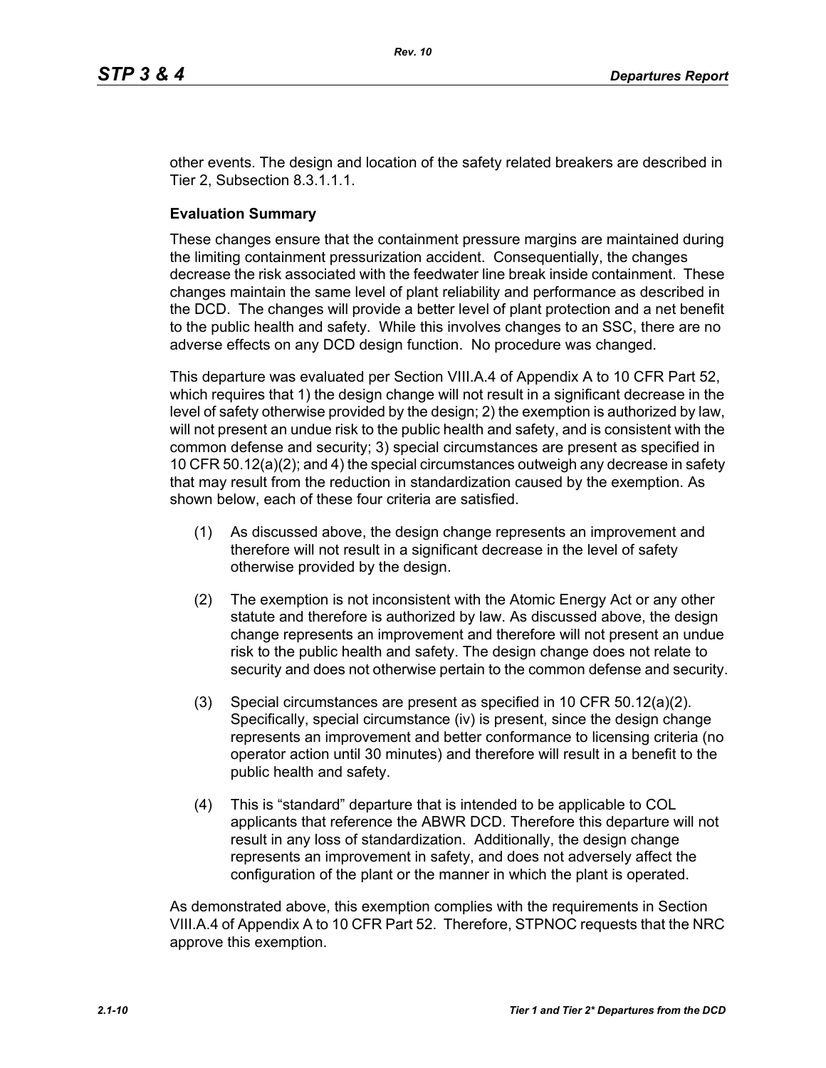other events. The design and location of the safety related breakers are described in Tier 2, Subsection 8.3.1.1.1.

**Evaluation Summary**

These changes ensure that the containment pressure margins are maintained during the limiting containment pressurization accident. Consequentially, the changes decrease the risk associated with the feedwater line break inside containment. These changes maintain the same level of plant reliability and performance as described in the DCD. The changes will provide a better level of plant protection and a net benefit to the public health and safety. While this involves changes to an SSC, there are no adverse effects on any DCD design function. No procedure was changed.

This departure was evaluated per Section VIII.A.4 of Appendix A to 10 CFR Part 52, which requires that 1) the design change will not result in a significant decrease in the level of safety otherwise provided by the design; 2) the exemption is authorized by law, will not present an undue risk to the public health and safety, and is consistent with the common defense and security; 3) special circumstances are present as specified in 10 CFR 50.12(a)(2); and 4) the special circumstances outweigh any decrease in safety that may result from the reduction in standardization caused by the exemption. As shown below, each of these four criteria are satisfied.

(1) As discussed above, the design change represents an improvement and therefore will not result in a significant decrease in the level of safety otherwise provided by the design.

(2) The exemption is not inconsistent with the Atomic Energy Act or any other statute and therefore is authorized by law. As discussed above, the design change represents an improvement and therefore will not present an undue risk to the public health and safety. The design change does not relate to security and does not otherwise pertain to the common defense and security.

(3) Special circumstances are present as specified in 10 CFR 50.12(a)(2). Specifically, special circumstance (iv) is present, since the design change represents an improvement and better conformance to licensing criteria (no operator action until 30 minutes) and therefore will result in a benefit to the public health and safety.

(4) This is “standard” departure that is intended to be applicable to COL applicants that reference the ABWR DCD. Therefore this departure will not result in any loss of standardization. Additionally, the design change represents an improvement in safety, and does not adversely affect the configuration of the plant or the manner in which the plant is operated.

As demonstrated above, this exemption complies with the requirements in Section VIII.A.4 of Appendix A to 10 CFR Part 52. Therefore, STPNOC requests that the NRC approve this exemption.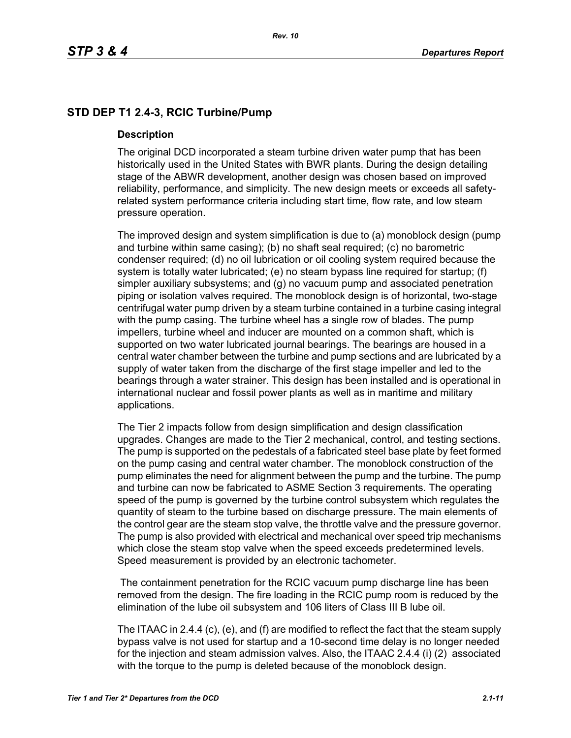## STD DEP T1 2.4-3, RCIC Turbine/Pump

### Description

The original DCD incorporated a steam turbine driven water pump that has been historically used in the United States with BWR plants. During the design detailing stage of the ABWR development, another design was chosen based on improved reliability, performance, and simplicity. The new design meets or exceeds all safety-related system performance criteria including start time, flow rate, and low steam pressure operation.

The improved design and system simplification is due to (a) monoblock design (pump and turbine within same casing); (b) no shaft seal required; (c) no barometric condenser required; (d) no oil lubrication or oil cooling system required because the system is totally water lubricated; (e) no steam bypass line required for startup; (f) simpler auxiliary subsystems; and (g) no vacuum pump and associated penetration piping or isolation valves required. The monoblock design is of horizontal, two-stage centrifugal water pump driven by a steam turbine contained in a turbine casing integral with the pump casing. The turbine wheel has a single row of blades. The pump impellers, turbine wheel and inducer are mounted on a common shaft, which is supported on two water lubricated journal bearings. The bearings are housed in a central water chamber between the turbine and pump sections and are lubricated by a supply of water taken from the discharge of the first stage impeller and led to the bearings through a water strainer. This design has been installed and is operational in international nuclear and fossil power plants as well as in maritime and military applications.

The Tier 2 impacts follow from design simplification and design classification upgrades. Changes are made to the Tier 2 mechanical, control, and testing sections. The pump is supported on the pedestals of a fabricated steel base plate by feet formed on the pump casing and central water chamber. The monoblock construction of the pump eliminates the need for alignment between the pump and the turbine. The pump and turbine can now be fabricated to ASME Section 3 requirements. The operating speed of the pump is governed by the turbine control subsystem which regulates the quantity of steam to the turbine based on discharge pressure. The main elements of the control gear are the steam stop valve, the throttle valve and the pressure governor. The pump is also provided with electrical and mechanical over speed trip mechanisms which close the steam stop valve when the speed exceeds predetermined levels. Speed measurement is provided by an electronic tachometer.

The containment penetration for the RCIC vacuum pump discharge line has been removed from the design. The fire loading in the RCIC pump room is reduced by the elimination of the lube oil subsystem and 106 liters of Class III B lube oil.

The ITAAC in 2.4.4 (c), (e), and (f) are modified to reflect the fact that the steam supply bypass valve is not used for startup and a 10-second time delay is no longer needed for the injection and steam admission valves. Also, the ITAAC 2.4.4 (i) (2) associated with the torque to the pump is deleted because of the monoblock design.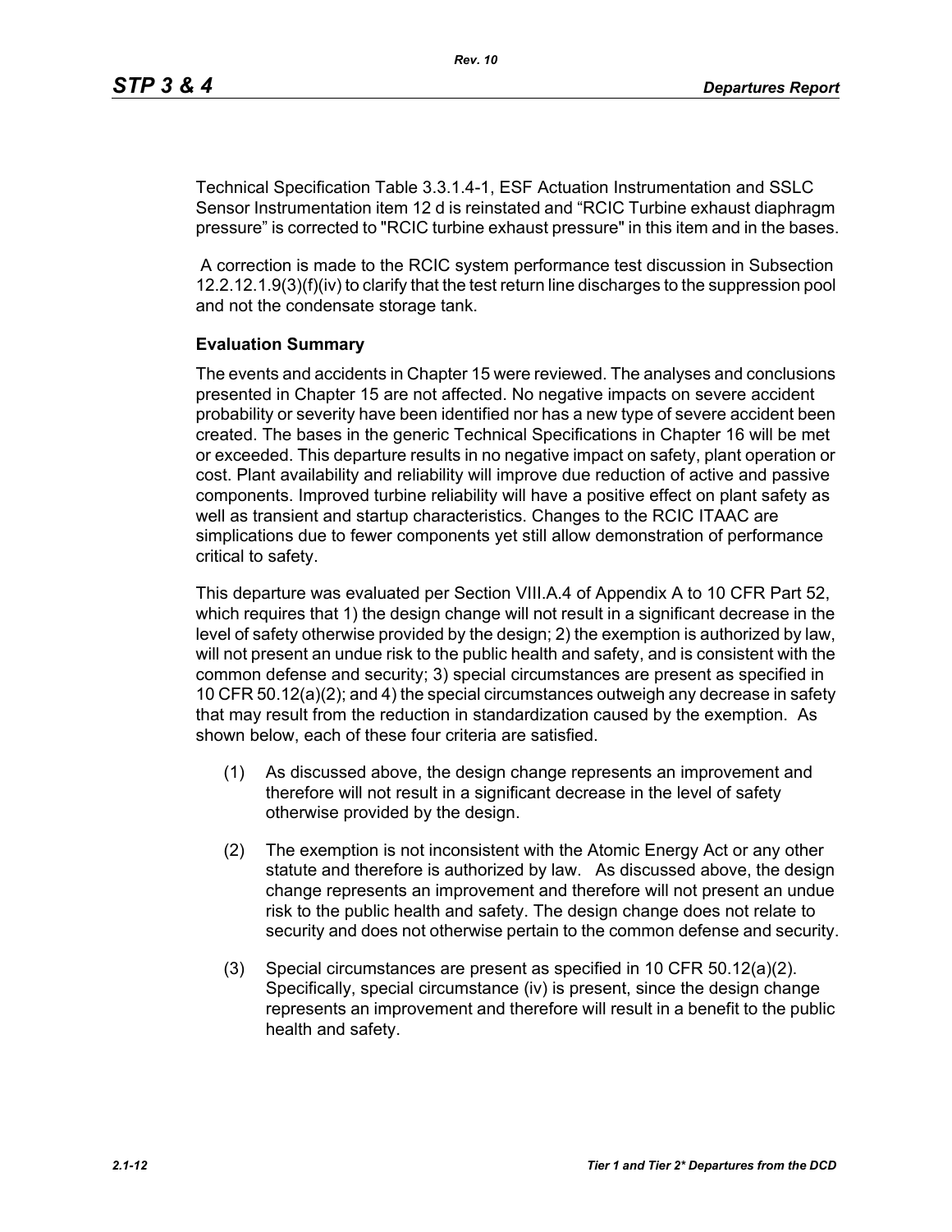Technical Specification Table 3.3.1.4-1, ESF Actuation Instrumentation and SSLC Sensor Instrumentation item 12 d is reinstated and "RCIC Turbine exhaust diaphragm pressure" is corrected to "RCIC turbine exhaust pressure" in this item and in the bases.

A correction is made to the RCIC system performance test discussion in Subsection 12.2.12.1.9(3)(f)(iv) to clarify that the test return line discharges to the suppression pool and not the condensate storage tank.

**Evaluation Summary**

The events and accidents in Chapter 15 were reviewed. The analyses and conclusions presented in Chapter 15 are not affected. No negative impacts on severe accident probability or severity have been identified nor has a new type of severe accident been created. The bases in the generic Technical Specifications in Chapter 16 will be met or exceeded. This departure results in no negative impact on safety, plant operation or cost. Plant availability and reliability will improve due reduction of active and passive components. Improved turbine reliability will have a positive effect on plant safety as well as transient and startup characteristics. Changes to the RCIC ITAAC are simplications due to fewer components yet still allow demonstration of performance critical to safety.

This departure was evaluated per Section VIII.A.4 of Appendix A to 10 CFR Part 52, which requires that 1) the design change will not result in a significant decrease in the level of safety otherwise provided by the design; 2) the exemption is authorized by law, will not present an undue risk to the public health and safety, and is consistent with the common defense and security; 3) special circumstances are present as specified in 10 CFR 50.12(a)(2); and 4) the special circumstances outweigh any decrease in safety that may result from the reduction in standardization caused by the exemption. As shown below, each of these four criteria are satisfied.

(1) As discussed above, the design change represents an improvement and therefore will not result in a significant decrease in the level of safety otherwise provided by the design.

(2) The exemption is not inconsistent with the Atomic Energy Act or any other statute and therefore is authorized by law. As discussed above, the design change represents an improvement and therefore will not present an undue risk to the public health and safety. The design change does not relate to security and does not otherwise pertain to the common defense and security.

(3) Special circumstances are present as specified in 10 CFR 50.12(a)(2). Specifically, special circumstance (iv) is present, since the design change represents an improvement and therefore will result in a benefit to the public health and safety.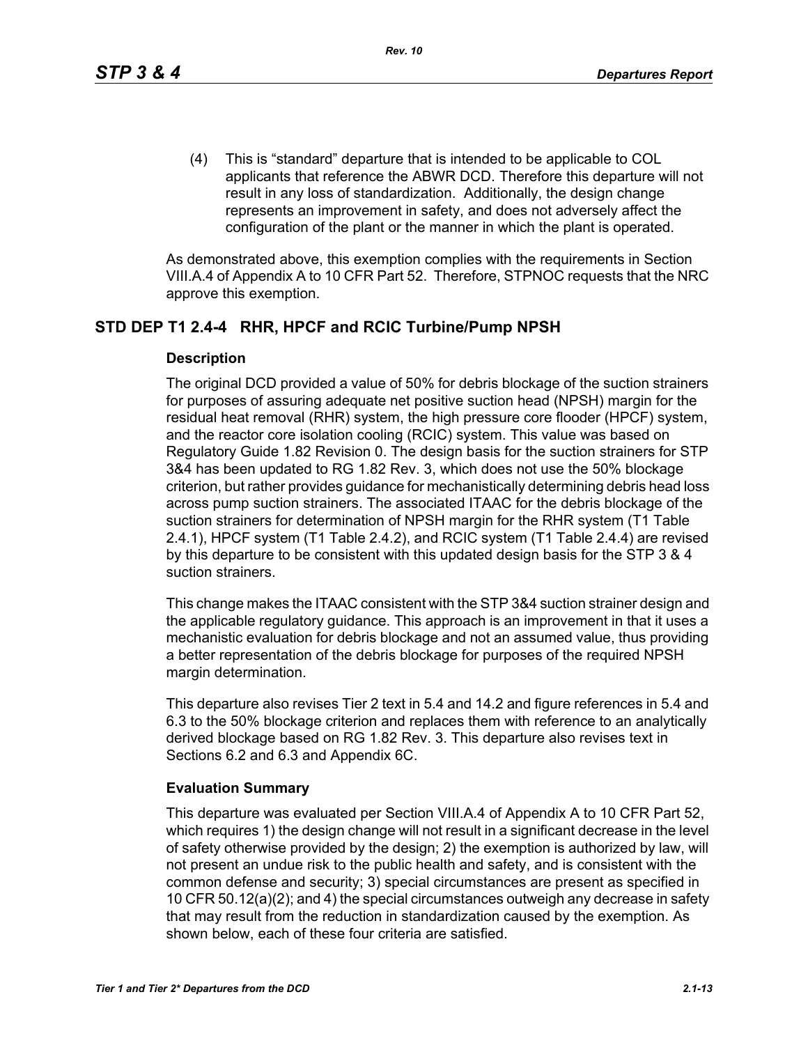(4) This is “standard” departure that is intended to be applicable to COL applicants that reference the ABWR DCD. Therefore this departure will not result in any loss of standardization. Additionally, the design change represents an improvement in safety, and does not adversely affect the configuration of the plant or the manner in which the plant is operated.

As demonstrated above, this exemption complies with the requirements in Section VIII.A.4 of Appendix A to 10 CFR Part 52. Therefore, STPNOC requests that the NRC approve this exemption.

## STD DEP T1 2.4-4 RHR, HPCF and RCIC Turbine/Pump NPSH

### Description

The original DCD provided a value of 50% for debris blockage of the suction strainers for purposes of assuring adequate net positive suction head (NPSH) margin for the residual heat removal (RHR) system, the high pressure core flooder (HPCF) system, and the reactor core isolation cooling (RCIC) system. This value was based on Regulatory Guide 1.82 Revision 0. The design basis for the suction strainers for STP 3&4 has been updated to RG 1.82 Rev. 3, which does not use the 50% blockage criterion, but rather provides guidance for mechanistically determining debris head loss across pump suction strainers. The associated ITAAC for the debris blockage of the suction strainers for determination of NPSH margin for the RHR system (T1 Table 2.4.1), HPCF system (T1 Table 2.4.2), and RCIC system (T1 Table 2.4.4) are revised by this departure to be consistent with this updated design basis for the STP 3 & 4 suction strainers.

This change makes the ITAAC consistent with the STP 3&4 suction strainer design and the applicable regulatory guidance. This approach is an improvement in that it uses a mechanistic evaluation for debris blockage and not an assumed value, thus providing a better representation of the debris blockage for purposes of the required NPSH margin determination.

This departure also revises Tier 2 text in 5.4 and 14.2 and figure references in 5.4 and 6.3 to the 50% blockage criterion and replaces them with reference to an analytically derived blockage based on RG 1.82 Rev. 3. This departure also revises text in Sections 6.2 and 6.3 and Appendix 6C.

### Evaluation Summary

This departure was evaluated per Section VIII.A.4 of Appendix A to 10 CFR Part 52, which requires 1) the design change will not result in a significant decrease in the level of safety otherwise provided by the design; 2) the exemption is authorized by law, will not present an undue risk to the public health and safety, and is consistent with the common defense and security; 3) special circumstances are present as specified in 10 CFR 50.12(a)(2); and 4) the special circumstances outweigh any decrease in safety that may result from the reduction in standardization caused by the exemption. As shown below, each of these four criteria are satisfied.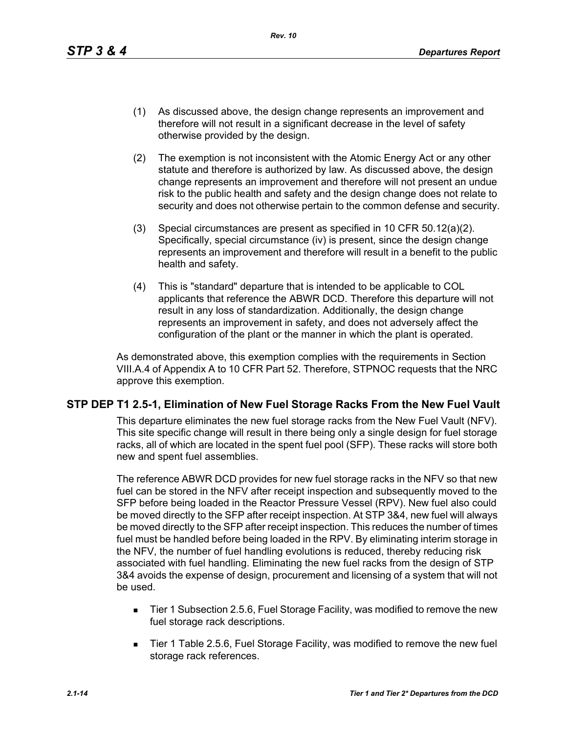(1) As discussed above, the design change represents an improvement and therefore will not result in a significant decrease in the level of safety otherwise provided by the design.

(2) The exemption is not inconsistent with the Atomic Energy Act or any other statute and therefore is authorized by law. As discussed above, the design change represents an improvement and therefore will not present an undue risk to the public health and safety and the design change does not relate to security and does not otherwise pertain to the common defense and security.

(3) Special circumstances are present as specified in 10 CFR 50.12(a)(2). Specifically, special circumstance (iv) is present, since the design change represents an improvement and therefore will result in a benefit to the public health and safety.

(4) This is "standard" departure that is intended to be applicable to COL applicants that reference the ABWR DCD. Therefore this departure will not result in any loss of standardization. Additionally, the design change represents an improvement in safety, and does not adversely affect the configuration of the plant or the manner in which the plant is operated.

As demonstrated above, this exemption complies with the requirements in Section VIII.A.4 of Appendix A to 10 CFR Part 52. Therefore, STPNOC requests that the NRC approve this exemption.

## STP DEP T1 2.5-1, Elimination of New Fuel Storage Racks From the New Fuel Vault

This departure eliminates the new fuel storage racks from the New Fuel Vault (NFV). This site specific change will result in there being only a single design for fuel storage racks, all of which are located in the spent fuel pool (SFP). These racks will store both new and spent fuel assemblies.

The reference ABWR DCD provides for new fuel storage racks in the NFV so that new fuel can be stored in the NFV after receipt inspection and subsequently moved to the SFP before being loaded in the Reactor Pressure Vessel (RPV). New fuel also could be moved directly to the SFP after receipt inspection. At STP 3&4, new fuel will always be moved directly to the SFP after receipt inspection. This reduces the number of times fuel must be handled before being loaded in the RPV. By eliminating interim storage in the NFV, the number of fuel handling evolutions is reduced, thereby reducing risk associated with fuel handling. Eliminating the new fuel racks from the design of STP 3&4 avoids the expense of design, procurement and licensing of a system that will not be used.

- Tier 1 Subsection 2.5.6, Fuel Storage Facility, was modified to remove the new fuel storage rack descriptions.
- Tier 1 Table 2.5.6, Fuel Storage Facility, was modified to remove the new fuel storage rack references.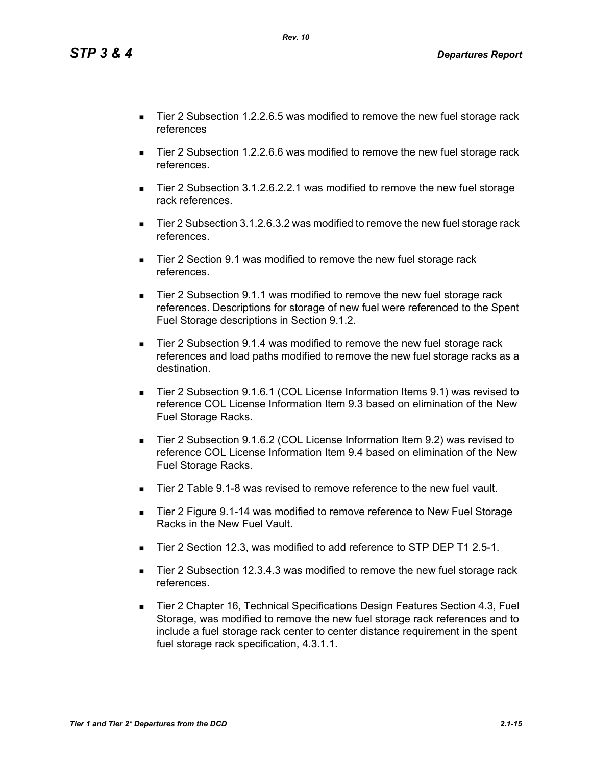- Tier 2 Subsection 1.2.2.6.5 was modified to remove the new fuel storage rack references
- Tier 2 Subsection 1.2.2.6.6 was modified to remove the new fuel storage rack references.
- Tier 2 Subsection 3.1.2.6.2.2.1 was modified to remove the new fuel storage rack references.
- Tier 2 Subsection 3.1.2.6.3.2 was modified to remove the new fuel storage rack references.
- Tier 2 Section 9.1 was modified to remove the new fuel storage rack references.
- Tier 2 Subsection 9.1.1 was modified to remove the new fuel storage rack references. Descriptions for storage of new fuel were referenced to the Spent Fuel Storage descriptions in Section 9.1.2.
- Tier 2 Subsection 9.1.4 was modified to remove the new fuel storage rack references and load paths modified to remove the new fuel storage racks as a destination.
- Tier 2 Subsection 9.1.6.1 (COL License Information Items 9.1) was revised to reference COL License Information Item 9.3 based on elimination of the New Fuel Storage Racks.
- Tier 2 Subsection 9.1.6.2 (COL License Information Item 9.2) was revised to reference COL License Information Item 9.4 based on elimination of the New Fuel Storage Racks.
- Tier 2 Table 9.1-8 was revised to remove reference to the new fuel vault.
- Tier 2 Figure 9.1-14 was modified to remove reference to New Fuel Storage Racks in the New Fuel Vault.
- Tier 2 Section 12.3, was modified to add reference to STP DEP T1 2.5-1.
- Tier 2 Subsection 12.3.4.3 was modified to remove the new fuel storage rack references.
- Tier 2 Chapter 16, Technical Specifications Design Features Section 4.3, Fuel Storage, was modified to remove the new fuel storage rack references and to include a fuel storage rack center to center distance requirement in the spent fuel storage rack specification, 4.3.1.1.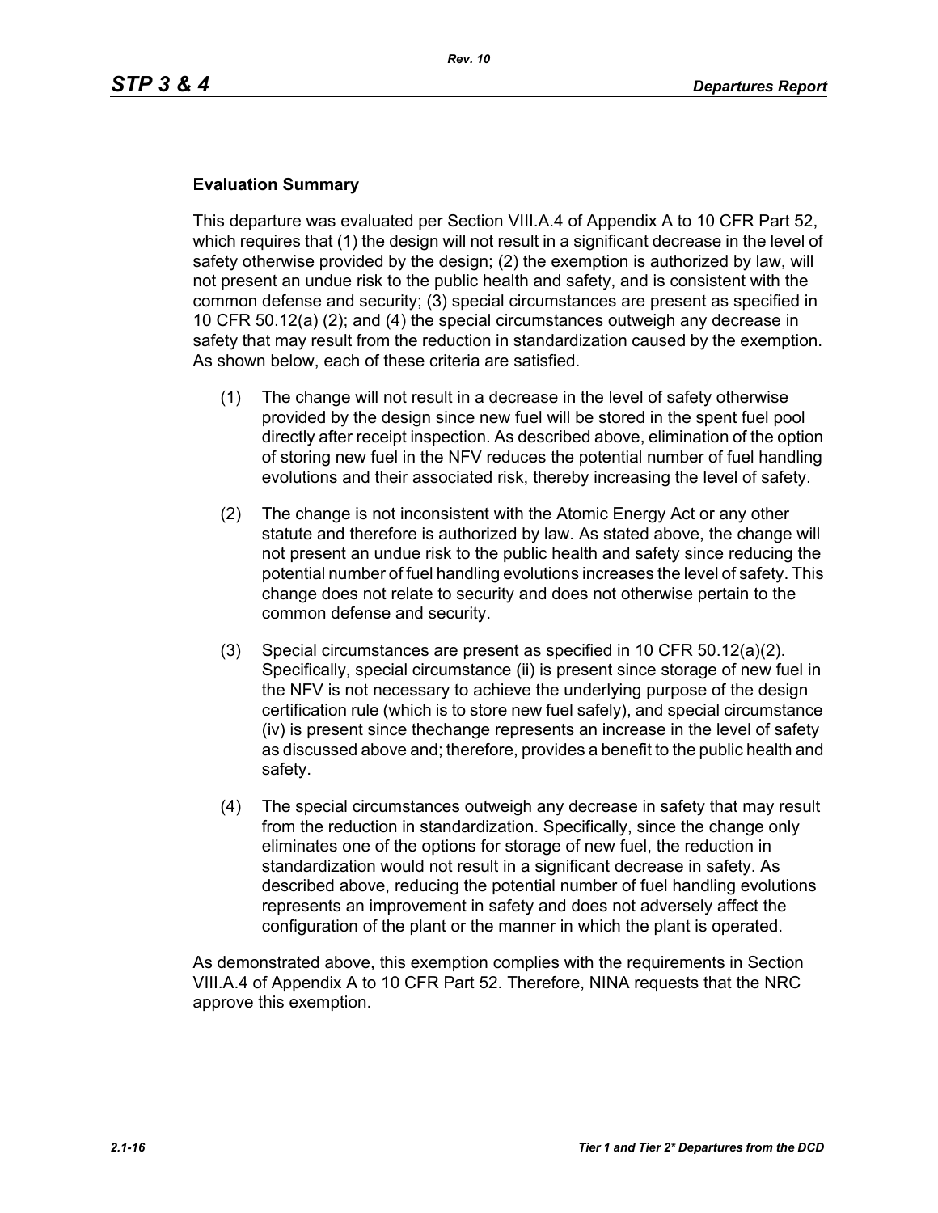**Evaluation Summary**

This departure was evaluated per Section VIII.A.4 of Appendix A to 10 CFR Part 52, which requires that (1) the design will not result in a significant decrease in the level of safety otherwise provided by the design; (2) the exemption is authorized by law, will not present an undue risk to the public health and safety, and is consistent with the common defense and security; (3) special circumstances are present as specified in 10 CFR 50.12(a) (2); and (4) the special circumstances outweigh any decrease in safety that may result from the reduction in standardization caused by the exemption. As shown below, each of these criteria are satisfied.

(1) The change will not result in a decrease in the level of safety otherwise provided by the design since new fuel will be stored in the spent fuel pool directly after receipt inspection. As described above, elimination of the option of storing new fuel in the NFV reduces the potential number of fuel handling evolutions and their associated risk, thereby increasing the level of safety.

(2) The change is not inconsistent with the Atomic Energy Act or any other statute and therefore is authorized by law. As stated above, the change will not present an undue risk to the public health and safety since reducing the potential number of fuel handling evolutions increases the level of safety. This change does not relate to security and does not otherwise pertain to the common defense and security.

(3) Special circumstances are present as specified in 10 CFR 50.12(a)(2). Specifically, special circumstance (ii) is present since storage of new fuel in the NFV is not necessary to achieve the underlying purpose of the design certification rule (which is to store new fuel safely), and special circumstance (iv) is present since thechange represents an increase in the level of safety as discussed above and; therefore, provides a benefit to the public health and safety.

(4) The special circumstances outweigh any decrease in safety that may result from the reduction in standardization. Specifically, since the change only eliminates one of the options for storage of new fuel, the reduction in standardization would not result in a significant decrease in safety. As described above, reducing the potential number of fuel handling evolutions represents an improvement in safety and does not adversely affect the configuration of the plant or the manner in which the plant is operated.

As demonstrated above, this exemption complies with the requirements in Section VIII.A.4 of Appendix A to 10 CFR Part 52. Therefore, NINA requests that the NRC approve this exemption.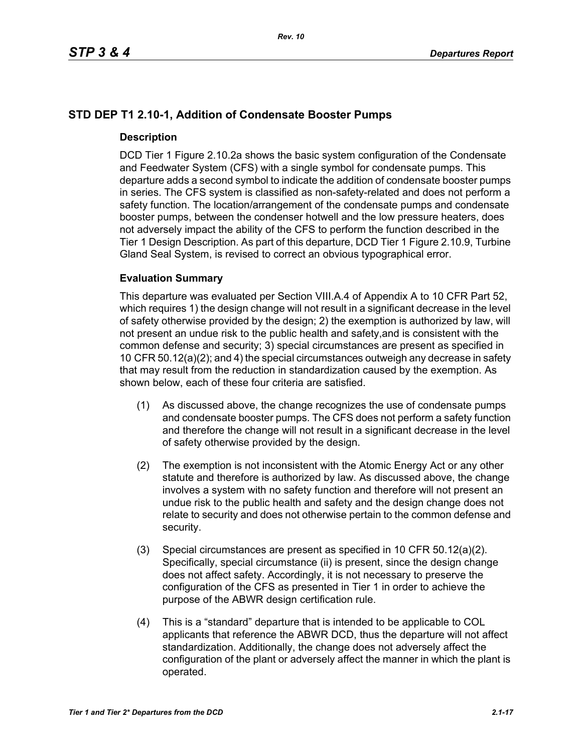## STD DEP T1 2.10-1, Addition of Condensate Booster Pumps

### Description

DCD Tier 1 Figure 2.10.2a shows the basic system configuration of the Condensate and Feedwater System (CFS) with a single symbol for condensate pumps. This departure adds a second symbol to indicate the addition of condensate booster pumps in series. The CFS system is classified as non-safety-related and does not perform a safety function. The location/arrangement of the condensate pumps and condensate booster pumps, between the condenser hotwell and the low pressure heaters, does not adversely impact the ability of the CFS to perform the function described in the Tier 1 Design Description. As part of this departure, DCD Tier 1 Figure 2.10.9, Turbine Gland Seal System, is revised to correct an obvious typographical error.

### Evaluation Summary

This departure was evaluated per Section VIII.A.4 of Appendix A to 10 CFR Part 52, which requires 1) the design change will not result in a significant decrease in the level of safety otherwise provided by the design; 2) the exemption is authorized by law, will not present an undue risk to the public health and safety,and is consistent with the common defense and security; 3) special circumstances are present as specified in 10 CFR 50.12(a)(2); and 4) the special circumstances outweigh any decrease in safety that may result from the reduction in standardization caused by the exemption. As shown below, each of these four criteria are satisfied.

(1) As discussed above, the change recognizes the use of condensate pumps and condensate booster pumps. The CFS does not perform a safety function and therefore the change will not result in a significant decrease in the level of safety otherwise provided by the design.

(2) The exemption is not inconsistent with the Atomic Energy Act or any other statute and therefore is authorized by law. As discussed above, the change involves a system with no safety function and therefore will not present an undue risk to the public health and safety and the design change does not relate to security and does not otherwise pertain to the common defense and security.

(3) Special circumstances are present as specified in 10 CFR 50.12(a)(2). Specifically, special circumstance (ii) is present, since the design change does not affect safety. Accordingly, it is not necessary to preserve the configuration of the CFS as presented in Tier 1 in order to achieve the purpose of the ABWR design certification rule.

(4) This is a “standard” departure that is intended to be applicable to COL applicants that reference the ABWR DCD, thus the departure will not affect standardization. Additionally, the change does not adversely affect the configuration of the plant or adversely affect the manner in which the plant is operated.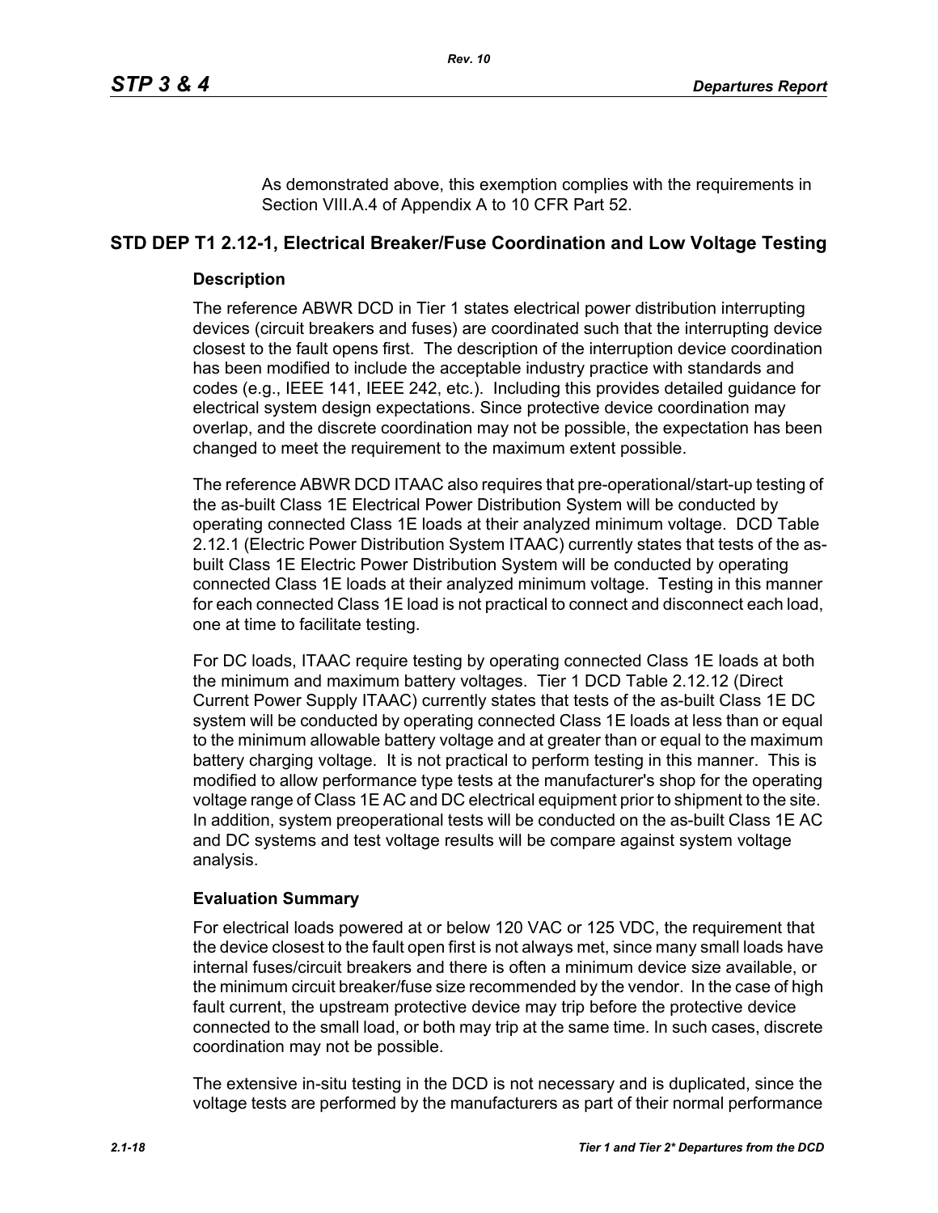As demonstrated above, this exemption complies with the requirements in Section VIII.A.4 of Appendix A to 10 CFR Part 52.

## STD DEP T1 2.12-1, Electrical Breaker/Fuse Coordination and Low Voltage Testing

### Description

The reference ABWR DCD in Tier 1 states electrical power distribution interrupting devices (circuit breakers and fuses) are coordinated such that the interrupting device closest to the fault opens first. The description of the interruption device coordination has been modified to include the acceptable industry practice with standards and codes (e.g., IEEE 141, IEEE 242, etc.). Including this provides detailed guidance for electrical system design expectations. Since protective device coordination may overlap, and the discrete coordination may not be possible, the expectation has been changed to meet the requirement to the maximum extent possible.

The reference ABWR DCD ITAAC also requires that pre-operational/start-up testing of the as-built Class 1E Electrical Power Distribution System will be conducted by operating connected Class 1E loads at their analyzed minimum voltage. DCD Table 2.12.1 (Electric Power Distribution System ITAAC) currently states that tests of the as-built Class 1E Electric Power Distribution System will be conducted by operating connected Class 1E loads at their analyzed minimum voltage. Testing in this manner for each connected Class 1E load is not practical to connect and disconnect each load, one at time to facilitate testing.

For DC loads, ITAAC require testing by operating connected Class 1E loads at both the minimum and maximum battery voltages. Tier 1 DCD Table 2.12.12 (Direct Current Power Supply ITAAC) currently states that tests of the as-built Class 1E DC system will be conducted by operating connected Class 1E loads at less than or equal to the minimum allowable battery voltage and at greater than or equal to the maximum battery charging voltage. It is not practical to perform testing in this manner. This is modified to allow performance type tests at the manufacturer's shop for the operating voltage range of Class 1E AC and DC electrical equipment prior to shipment to the site. In addition, system preoperational tests will be conducted on the as-built Class 1E AC and DC systems and test voltage results will be compare against system voltage analysis.

### Evaluation Summary

For electrical loads powered at or below 120 VAC or 125 VDC, the requirement that the device closest to the fault open first is not always met, since many small loads have internal fuses/circuit breakers and there is often a minimum device size available, or the minimum circuit breaker/fuse size recommended by the vendor. In the case of high fault current, the upstream protective device may trip before the protective device connected to the small load, or both may trip at the same time. In such cases, discrete coordination may not be possible.

The extensive in-situ testing in the DCD is not necessary and is duplicated, since the voltage tests are performed by the manufacturers as part of their normal performance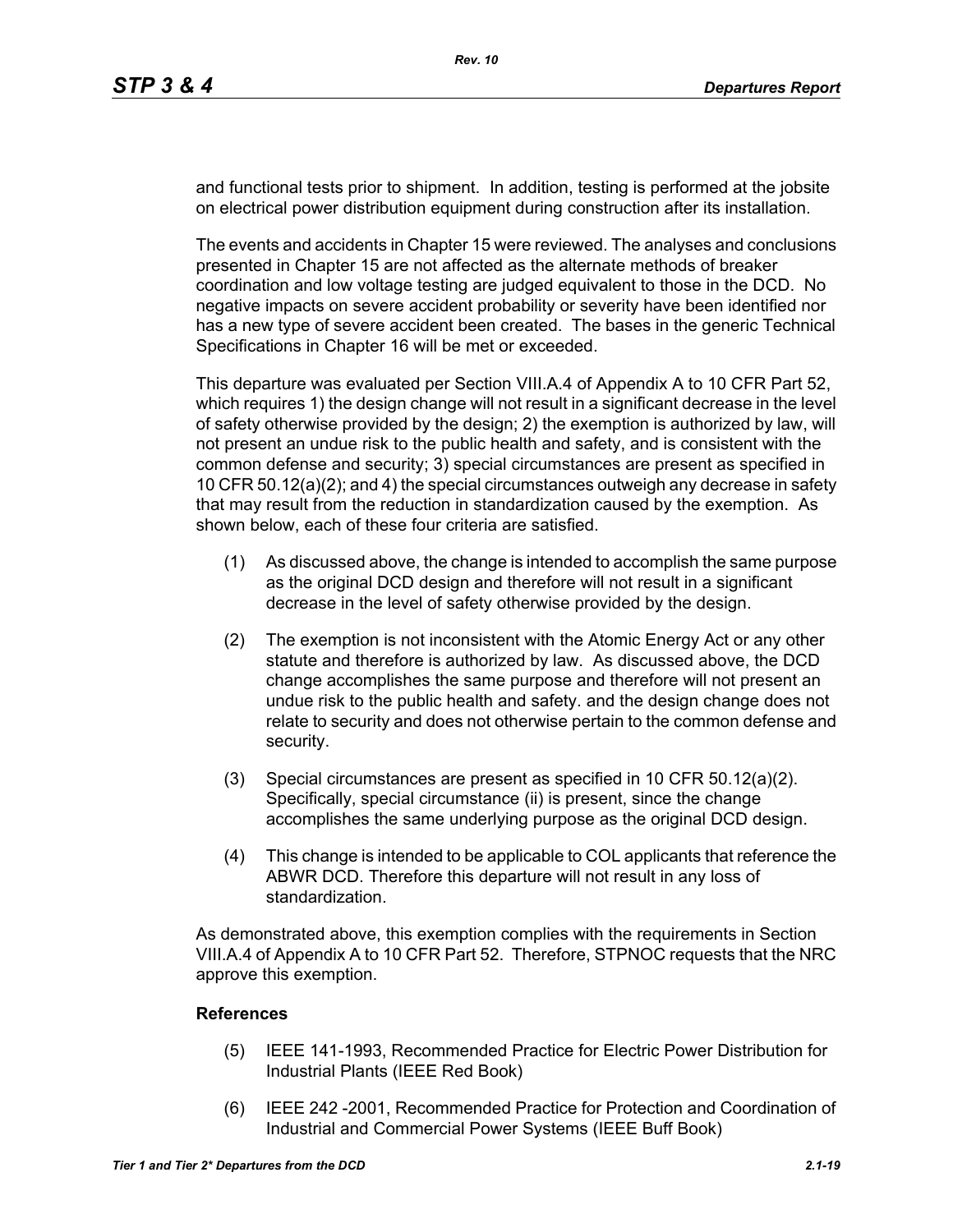and functional tests prior to shipment. In addition, testing is performed at the jobsite on electrical power distribution equipment during construction after its installation.

The events and accidents in Chapter 15 were reviewed. The analyses and conclusions presented in Chapter 15 are not affected as the alternate methods of breaker coordination and low voltage testing are judged equivalent to those in the DCD. No negative impacts on severe accident probability or severity have been identified nor has a new type of severe accident been created. The bases in the generic Technical Specifications in Chapter 16 will be met or exceeded.

This departure was evaluated per Section VIII.A.4 of Appendix A to 10 CFR Part 52, which requires 1) the design change will not result in a significant decrease in the level of safety otherwise provided by the design; 2) the exemption is authorized by law, will not present an undue risk to the public health and safety, and is consistent with the common defense and security; 3) special circumstances are present as specified in 10 CFR 50.12(a)(2); and 4) the special circumstances outweigh any decrease in safety that may result from the reduction in standardization caused by the exemption. As shown below, each of these four criteria are satisfied.

(1) As discussed above, the change is intended to accomplish the same purpose as the original DCD design and therefore will not result in a significant decrease in the level of safety otherwise provided by the design.

(2) The exemption is not inconsistent with the Atomic Energy Act or any other statute and therefore is authorized by law. As discussed above, the DCD change accomplishes the same purpose and therefore will not present an undue risk to the public health and safety. and the design change does not relate to security and does not otherwise pertain to the common defense and security.

(3) Special circumstances are present as specified in 10 CFR 50.12(a)(2). Specifically, special circumstance (ii) is present, since the change accomplishes the same underlying purpose as the original DCD design.

(4) This change is intended to be applicable to COL applicants that reference the ABWR DCD. Therefore this departure will not result in any loss of standardization.

As demonstrated above, this exemption complies with the requirements in Section VIII.A.4 of Appendix A to 10 CFR Part 52. Therefore, STPNOC requests that the NRC approve this exemption.

**References**

(5) IEEE 141-1993, Recommended Practice for Electric Power Distribution for Industrial Plants (IEEE Red Book)

(6) IEEE 242 -2001, Recommended Practice for Protection and Coordination of Industrial and Commercial Power Systems (IEEE Buff Book)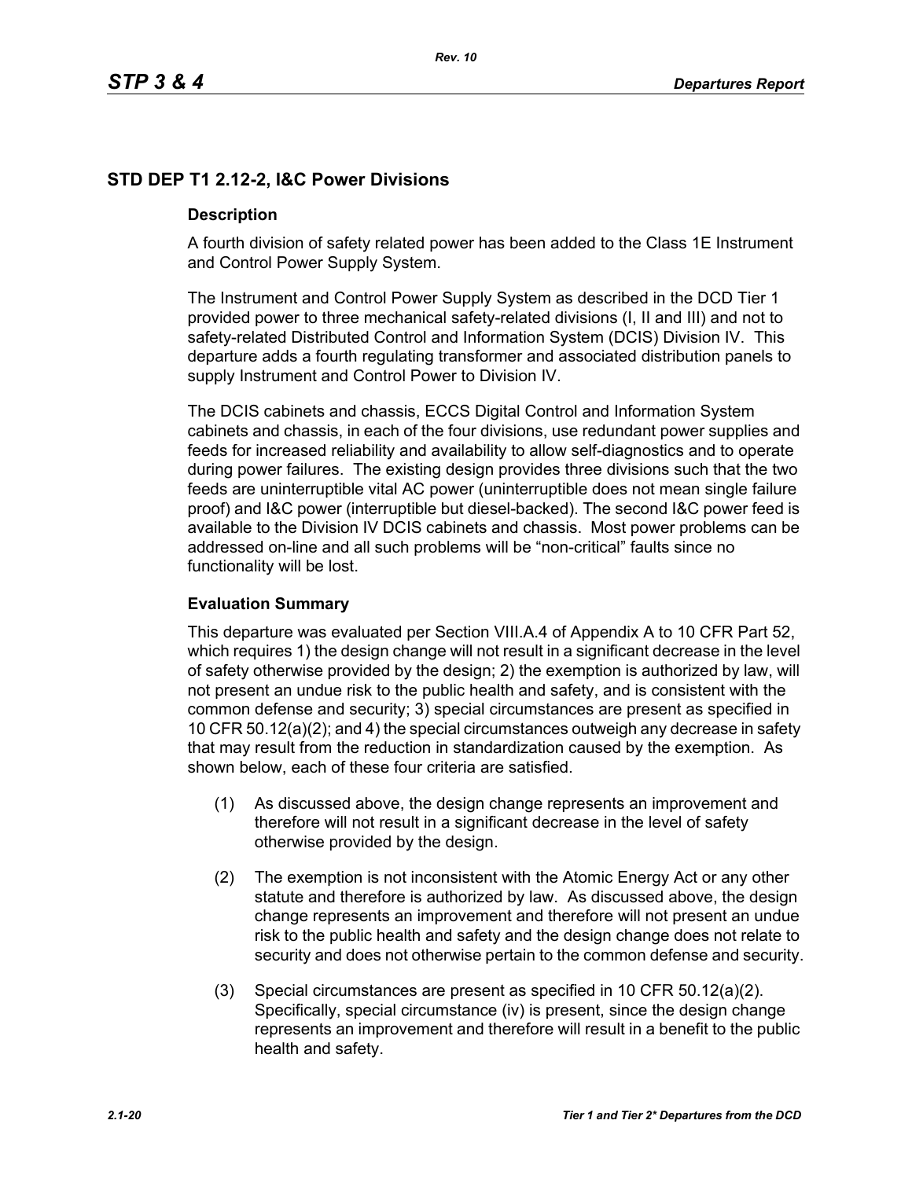## STD DEP T1 2.12-2, I&C Power Divisions

### Description

A fourth division of safety related power has been added to the Class 1E Instrument and Control Power Supply System.

The Instrument and Control Power Supply System as described in the DCD Tier 1 provided power to three mechanical safety-related divisions (I, II and III) and not to safety-related Distributed Control and Information System (DCIS) Division IV. This departure adds a fourth regulating transformer and associated distribution panels to supply Instrument and Control Power to Division IV.

The DCIS cabinets and chassis, ECCS Digital Control and Information System cabinets and chassis, in each of the four divisions, use redundant power supplies and feeds for increased reliability and availability to allow self-diagnostics and to operate during power failures. The existing design provides three divisions such that the two feeds are uninterruptible vital AC power (uninterruptible does not mean single failure proof) and I&C power (interruptible but diesel-backed). The second I&C power feed is available to the Division IV DCIS cabinets and chassis. Most power problems can be addressed on-line and all such problems will be "non-critical" faults since no functionality will be lost.

### Evaluation Summary

This departure was evaluated per Section VIII.A.4 of Appendix A to 10 CFR Part 52, which requires 1) the design change will not result in a significant decrease in the level of safety otherwise provided by the design; 2) the exemption is authorized by law, will not present an undue risk to the public health and safety, and is consistent with the common defense and security; 3) special circumstances are present as specified in 10 CFR 50.12(a)(2); and 4) the special circumstances outweigh any decrease in safety that may result from the reduction in standardization caused by the exemption. As shown below, each of these four criteria are satisfied.

(1) As discussed above, the design change represents an improvement and therefore will not result in a significant decrease in the level of safety otherwise provided by the design.

(2) The exemption is not inconsistent with the Atomic Energy Act or any other statute and therefore is authorized by law. As discussed above, the design change represents an improvement and therefore will not present an undue risk to the public health and safety and the design change does not relate to security and does not otherwise pertain to the common defense and security.

(3) Special circumstances are present as specified in 10 CFR 50.12(a)(2). Specifically, special circumstance (iv) is present, since the design change represents an improvement and therefore will result in a benefit to the public health and safety.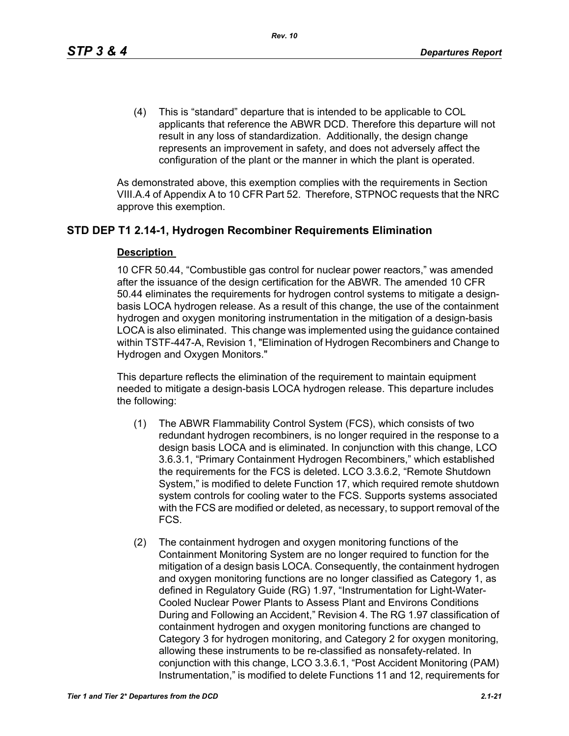(4) This is "standard" departure that is intended to be applicable to COL applicants that reference the ABWR DCD. Therefore this departure will not result in any loss of standardization. Additionally, the design change represents an improvement in safety, and does not adversely affect the configuration of the plant or the manner in which the plant is operated.

As demonstrated above, this exemption complies with the requirements in Section VIII.A.4 of Appendix A to 10 CFR Part 52. Therefore, STPNOC requests that the NRC approve this exemption.

## STD DEP T1 2.14-1, Hydrogen Recombiner Requirements Elimination

### Description

10 CFR 50.44, "Combustible gas control for nuclear power reactors," was amended after the issuance of the design certification for the ABWR. The amended 10 CFR 50.44 eliminates the requirements for hydrogen control systems to mitigate a design-basis LOCA hydrogen release. As a result of this change, the use of the containment hydrogen and oxygen monitoring instrumentation in the mitigation of a design-basis LOCA is also eliminated. This change was implemented using the guidance contained within TSTF-447-A, Revision 1, "Elimination of Hydrogen Recombiners and Change to Hydrogen and Oxygen Monitors."

This departure reflects the elimination of the requirement to maintain equipment needed to mitigate a design-basis LOCA hydrogen release. This departure includes the following:

(1) The ABWR Flammability Control System (FCS), which consists of two redundant hydrogen recombiners, is no longer required in the response to a design basis LOCA and is eliminated. In conjunction with this change, LCO 3.6.3.1, "Primary Containment Hydrogen Recombiners," which established the requirements for the FCS is deleted. LCO 3.3.6.2, "Remote Shutdown System," is modified to delete Function 17, which required remote shutdown system controls for cooling water to the FCS. Supports systems associated with the FCS are modified or deleted, as necessary, to support removal of the FCS.

(2) The containment hydrogen and oxygen monitoring functions of the Containment Monitoring System are no longer required to function for the mitigation of a design basis LOCA. Consequently, the containment hydrogen and oxygen monitoring functions are no longer classified as Category 1, as defined in Regulatory Guide (RG) 1.97, "Instrumentation for Light-Water-Cooled Nuclear Power Plants to Assess Plant and Environs Conditions During and Following an Accident," Revision 4. The RG 1.97 classification of containment hydrogen and oxygen monitoring functions are changed to Category 3 for hydrogen monitoring, and Category 2 for oxygen monitoring, allowing these instruments to be re-classified as nonsafety-related. In conjunction with this change, LCO 3.3.6.1, "Post Accident Monitoring (PAM) Instrumentation," is modified to delete Functions 11 and 12, requirements for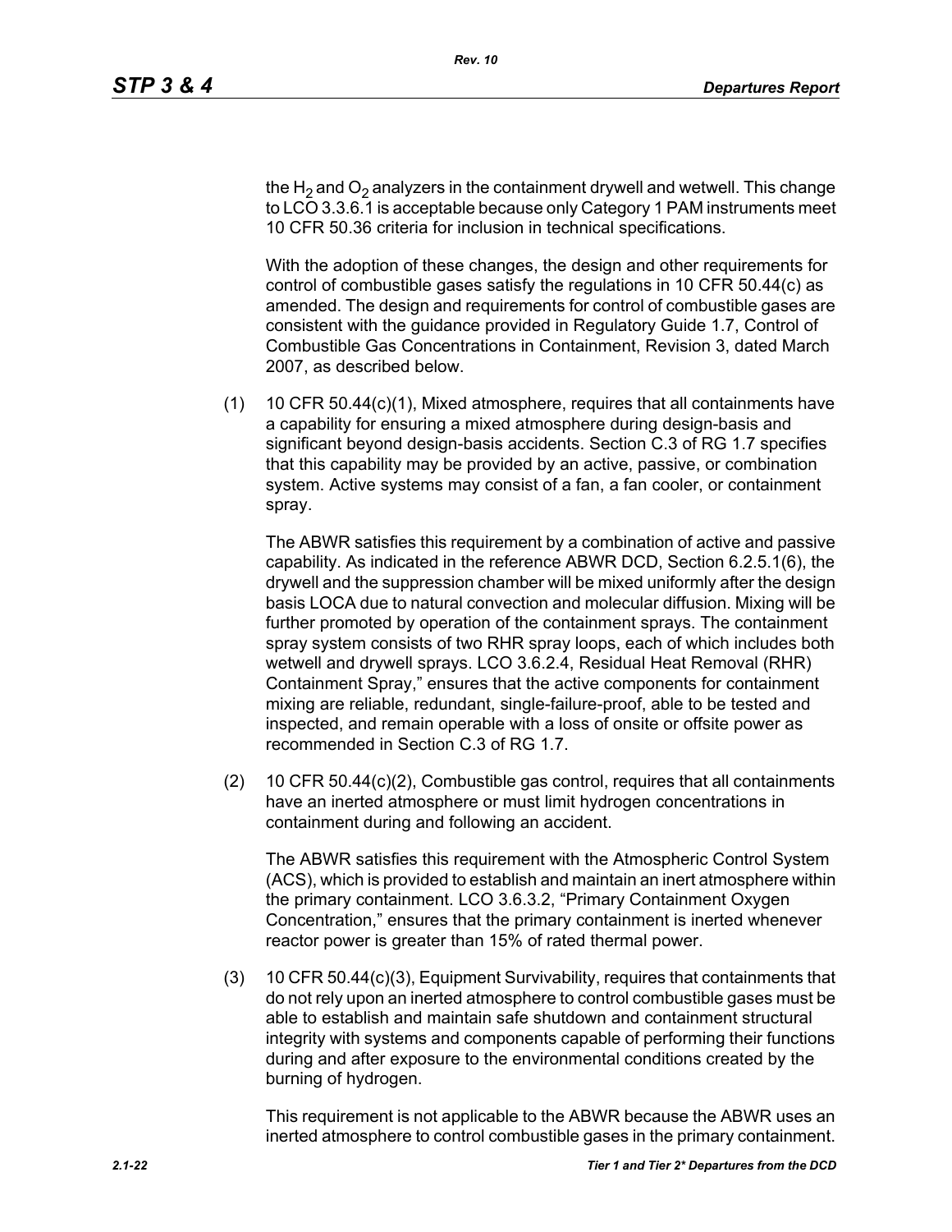the $H_2$ and $O_2$ analyzers in the containment drywell and wetwell. This change to LCO 3.3.6.1 is acceptable because only Category 1 PAM instruments meet 10 CFR 50.36 criteria for inclusion in technical specifications.

With the adoption of these changes, the design and other requirements for control of combustible gases satisfy the regulations in 10 CFR 50.44(c) as amended. The design and requirements for control of combustible gases are consistent with the guidance provided in Regulatory Guide 1.7, Control of Combustible Gas Concentrations in Containment, Revision 3, dated March 2007, as described below.

(1) 10 CFR 50.44(c)(1), Mixed atmosphere, requires that all containments have a capability for ensuring a mixed atmosphere during design-basis and significant beyond design-basis accidents. Section C.3 of RG 1.7 specifies that this capability may be provided by an active, passive, or combination system. Active systems may consist of a fan, a fan cooler, or containment spray.

    The ABWR satisfies this requirement by a combination of active and passive capability. As indicated in the reference ABWR DCD, Section 6.2.5.1(6), the drywell and the suppression chamber will be mixed uniformly after the design basis LOCA due to natural convection and molecular diffusion. Mixing will be further promoted by operation of the containment sprays. The containment spray system consists of two RHR spray loops, each of which includes both wetwell and drywell sprays. LCO 3.6.2.4, Residual Heat Removal (RHR) Containment Spray," ensures that the active components for containment mixing are reliable, redundant, single-failure-proof, able to be tested and inspected, and remain operable with a loss of onsite or offsite power as recommended in Section C.3 of RG 1.7.

(2) 10 CFR 50.44(c)(2), Combustible gas control, requires that all containments have an inerted atmosphere or must limit hydrogen concentrations in containment during and following an accident.

    The ABWR satisfies this requirement with the Atmospheric Control System (ACS), which is provided to establish and maintain an inert atmosphere within the primary containment. LCO 3.6.3.2, "Primary Containment Oxygen Concentration," ensures that the primary containment is inerted whenever reactor power is greater than 15% of rated thermal power.

(3) 10 CFR 50.44(c)(3), Equipment Survivability, requires that containments that do not rely upon an inerted atmosphere to control combustible gases must be able to establish and maintain safe shutdown and containment structural integrity with systems and components capable of performing their functions during and after exposure to the environmental conditions created by the burning of hydrogen.

    This requirement is not applicable to the ABWR because the ABWR uses an inerted atmosphere to control combustible gases in the primary containment.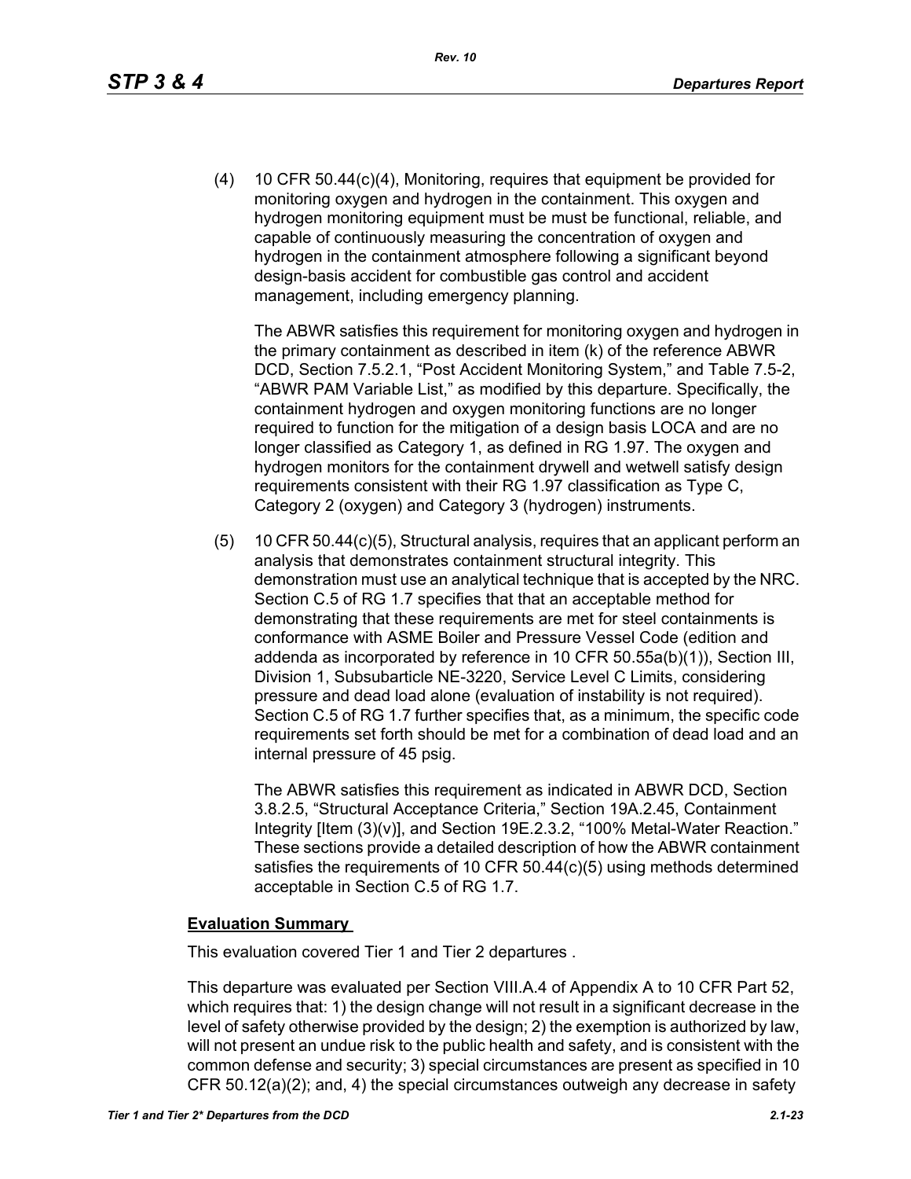(4) 10 CFR 50.44(c)(4), Monitoring, requires that equipment be provided for monitoring oxygen and hydrogen in the containment. This oxygen and hydrogen monitoring equipment must be must be functional, reliable, and capable of continuously measuring the concentration of oxygen and hydrogen in the containment atmosphere following a significant beyond design-basis accident for combustible gas control and accident management, including emergency planning.

The ABWR satisfies this requirement for monitoring oxygen and hydrogen in the primary containment as described in item (k) of the reference ABWR DCD, Section 7.5.2.1, "Post Accident Monitoring System," and Table 7.5-2, "ABWR PAM Variable List," as modified by this departure. Specifically, the containment hydrogen and oxygen monitoring functions are no longer required to function for the mitigation of a design basis LOCA and are no longer classified as Category 1, as defined in RG 1.97. The oxygen and hydrogen monitors for the containment drywell and wetwell satisfy design requirements consistent with their RG 1.97 classification as Type C, Category 2 (oxygen) and Category 3 (hydrogen) instruments.

(5) 10 CFR 50.44(c)(5), Structural analysis, requires that an applicant perform an analysis that demonstrates containment structural integrity. This demonstration must use an analytical technique that is accepted by the NRC. Section C.5 of RG 1.7 specifies that that an acceptable method for demonstrating that these requirements are met for steel containments is conformance with ASME Boiler and Pressure Vessel Code (edition and addenda as incorporated by reference in 10 CFR 50.55a(b)(1)), Section III, Division 1, Subsubarticle NE-3220, Service Level C Limits, considering pressure and dead load alone (evaluation of instability is not required). Section C.5 of RG 1.7 further specifies that, as a minimum, the specific code requirements set forth should be met for a combination of dead load and an internal pressure of 45 psig.

The ABWR satisfies this requirement as indicated in ABWR DCD, Section 3.8.2.5, "Structural Acceptance Criteria," Section 19A.2.45, Containment Integrity [Item (3)(v)], and Section 19E.2.3.2, "100% Metal-Water Reaction." These sections provide a detailed description of how the ABWR containment satisfies the requirements of 10 CFR 50.44(c)(5) using methods determined acceptable in Section C.5 of RG 1.7.

**Evaluation Summary**

This evaluation covered Tier 1 and Tier 2 departures .

This departure was evaluated per Section VIII.A.4 of Appendix A to 10 CFR Part 52, which requires that: 1) the design change will not result in a significant decrease in the level of safety otherwise provided by the design; 2) the exemption is authorized by law, will not present an undue risk to the public health and safety, and is consistent with the common defense and security; 3) special circumstances are present as specified in 10 CFR 50.12(a)(2); and, 4) the special circumstances outweigh any decrease in safety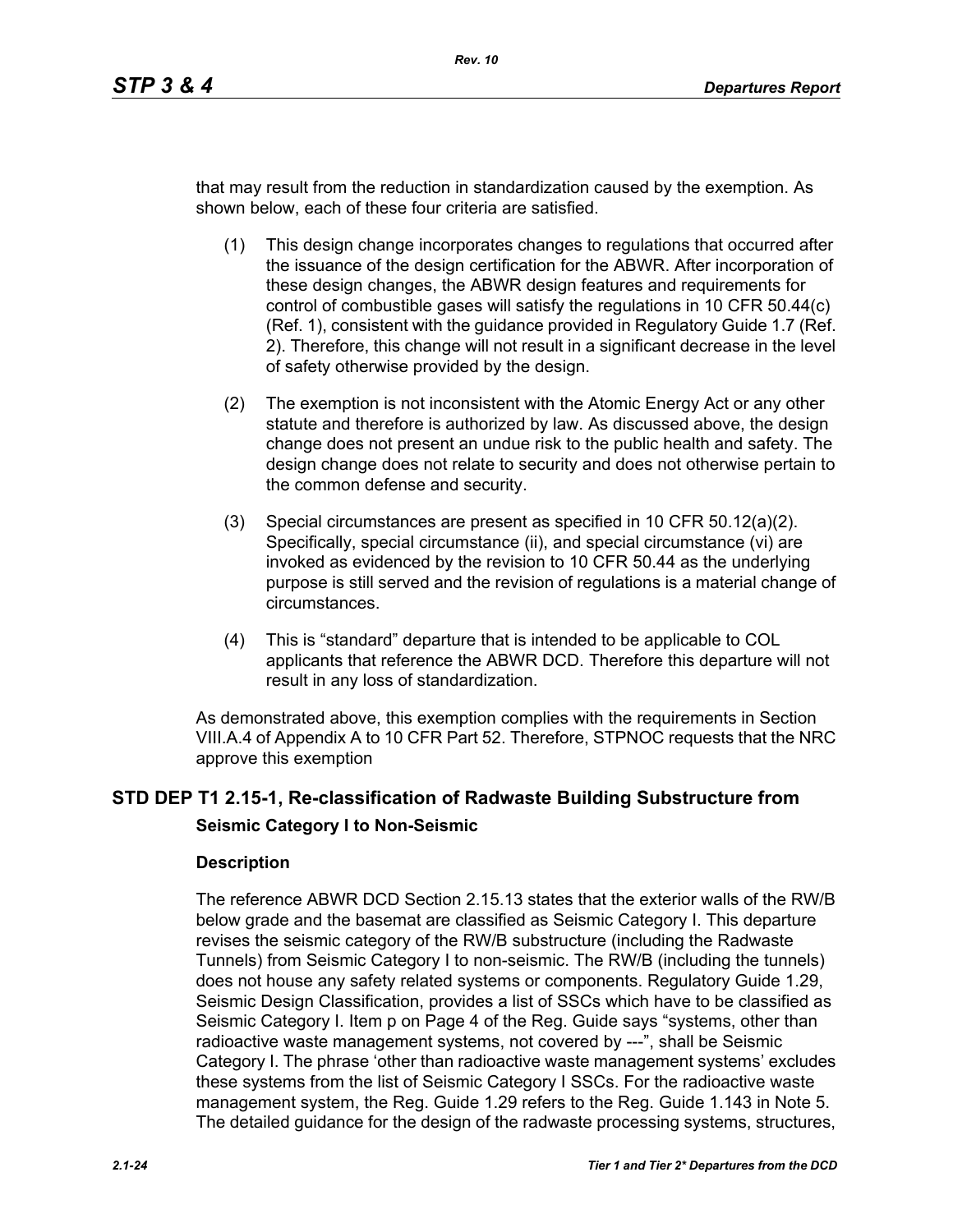that may result from the reduction in standardization caused by the exemption. As shown below, each of these four criteria are satisfied.

(1) This design change incorporates changes to regulations that occurred after the issuance of the design certification for the ABWR. After incorporation of these design changes, the ABWR design features and requirements for control of combustible gases will satisfy the regulations in 10 CFR 50.44(c) (Ref. 1), consistent with the guidance provided in Regulatory Guide 1.7 (Ref. 2). Therefore, this change will not result in a significant decrease in the level of safety otherwise provided by the design.

(2) The exemption is not inconsistent with the Atomic Energy Act or any other statute and therefore is authorized by law. As discussed above, the design change does not present an undue risk to the public health and safety. The design change does not relate to security and does not otherwise pertain to the common defense and security.

(3) Special circumstances are present as specified in 10 CFR 50.12(a)(2). Specifically, special circumstance (ii), and special circumstance (vi) are invoked as evidenced by the revision to 10 CFR 50.44 as the underlying purpose is still served and the revision of regulations is a material change of circumstances.

(4) This is "standard" departure that is intended to be applicable to COL applicants that reference the ABWR DCD. Therefore this departure will not result in any loss of standardization.

As demonstrated above, this exemption complies with the requirements in Section VIII.A.4 of Appendix A to 10 CFR Part 52. Therefore, STPNOC requests that the NRC approve this exemption

## STD DEP T1 2.15-1, Re-classification of Radwaste Building Substructure from Seismic Category I to Non-Seismic

### Description

The reference ABWR DCD Section 2.15.13 states that the exterior walls of the RW/B below grade and the basemat are classified as Seismic Category I. This departure revises the seismic category of the RW/B substructure (including the Radwaste Tunnels) from Seismic Category I to non-seismic. The RW/B (including the tunnels) does not house any safety related systems or components. Regulatory Guide 1.29, Seismic Design Classification, provides a list of SSCs which have to be classified as Seismic Category I. Item p on Page 4 of the Reg. Guide says "systems, other than radioactive waste management systems, not covered by ---", shall be Seismic Category I. The phrase 'other than radioactive waste management systems' excludes these systems from the list of Seismic Category I SSCs. For the radioactive waste management system, the Reg. Guide 1.29 refers to the Reg. Guide 1.143 in Note 5. The detailed guidance for the design of the radwaste processing systems, structures,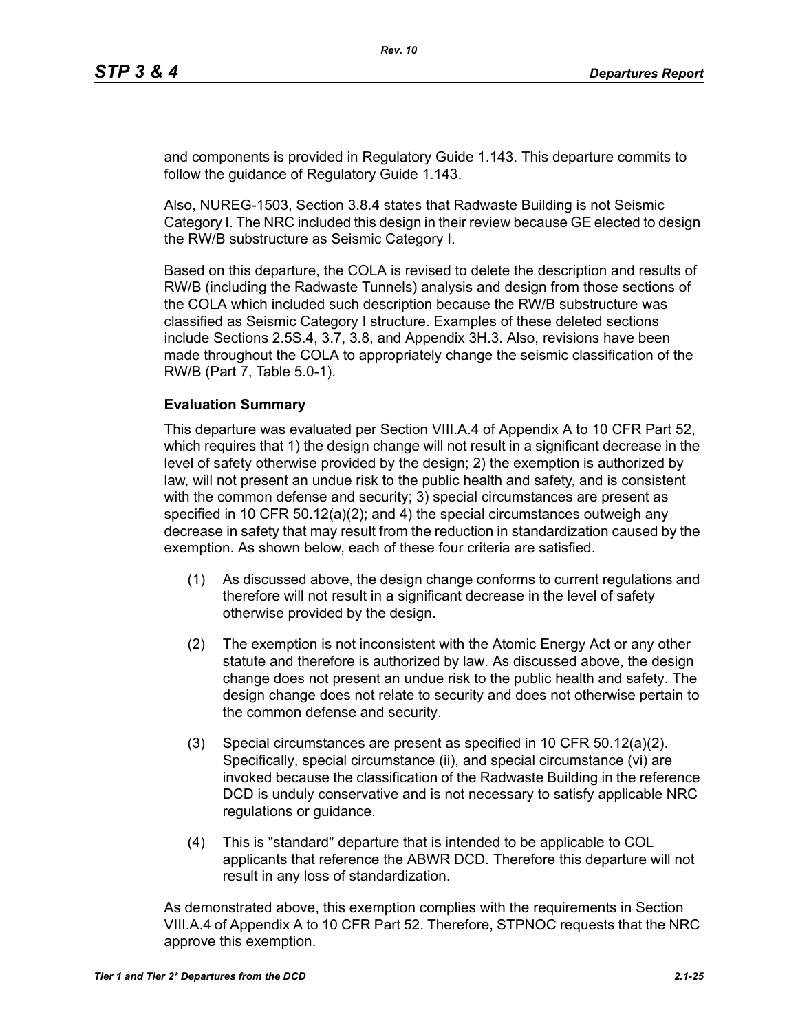and components is provided in Regulatory Guide 1.143. This departure commits to follow the guidance of Regulatory Guide 1.143.

Also, NUREG-1503, Section 3.8.4 states that Radwaste Building is not Seismic Category I. The NRC included this design in their review because GE elected to design the RW/B substructure as Seismic Category I.

Based on this departure, the COLA is revised to delete the description and results of RW/B (including the Radwaste Tunnels) analysis and design from those sections of the COLA which included such description because the RW/B substructure was classified as Seismic Category I structure. Examples of these deleted sections include Sections 2.5S.4, 3.7, 3.8, and Appendix 3H.3. Also, revisions have been made throughout the COLA to appropriately change the seismic classification of the RW/B (Part 7, Table 5.0-1).

**Evaluation Summary**

This departure was evaluated per Section VIII.A.4 of Appendix A to 10 CFR Part 52, which requires that 1) the design change will not result in a significant decrease in the level of safety otherwise provided by the design; 2) the exemption is authorized by law, will not present an undue risk to the public health and safety, and is consistent with the common defense and security; 3) special circumstances are present as specified in 10 CFR 50.12(a)(2); and 4) the special circumstances outweigh any decrease in safety that may result from the reduction in standardization caused by the exemption. As shown below, each of these four criteria are satisfied.

(1) As discussed above, the design change conforms to current regulations and therefore will not result in a significant decrease in the level of safety otherwise provided by the design.

(2) The exemption is not inconsistent with the Atomic Energy Act or any other statute and therefore is authorized by law. As discussed above, the design change does not present an undue risk to the public health and safety. The design change does not relate to security and does not otherwise pertain to the common defense and security.

(3) Special circumstances are present as specified in 10 CFR 50.12(a)(2). Specifically, special circumstance (ii), and special circumstance (vi) are invoked because the classification of the Radwaste Building in the reference DCD is unduly conservative and is not necessary to satisfy applicable NRC regulations or guidance.

(4) This is "standard" departure that is intended to be applicable to COL applicants that reference the ABWR DCD. Therefore this departure will not result in any loss of standardization.

As demonstrated above, this exemption complies with the requirements in Section VIII.A.4 of Appendix A to 10 CFR Part 52. Therefore, STPNOC requests that the NRC approve this exemption.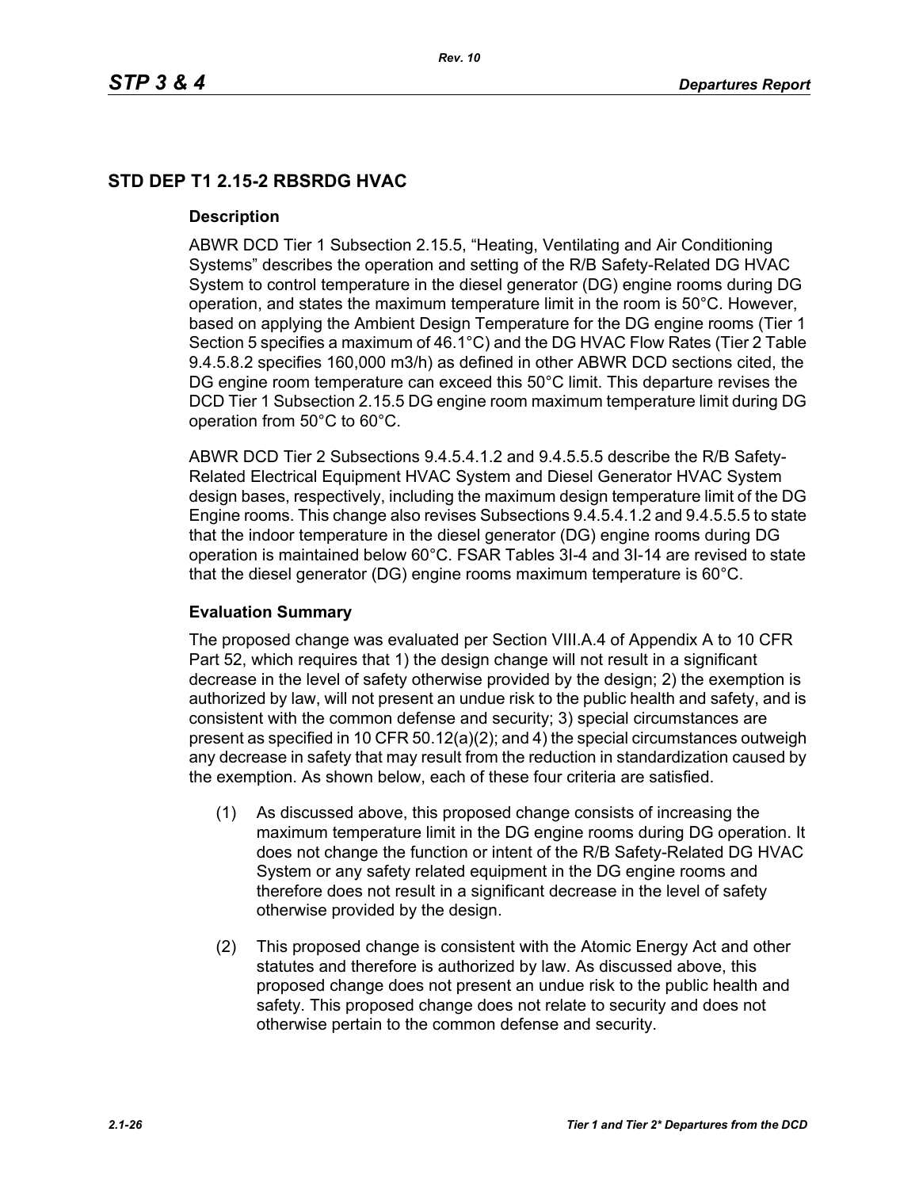## STD DEP T1 2.15-2 RBSRDG HVAC

### Description

ABWR DCD Tier 1 Subsection 2.15.5, "Heating, Ventilating and Air Conditioning Systems" describes the operation and setting of the R/B Safety-Related DG HVAC System to control temperature in the diesel generator (DG) engine rooms during DG operation, and states the maximum temperature limit in the room is 50°C. However, based on applying the Ambient Design Temperature for the DG engine rooms (Tier 1 Section 5 specifies a maximum of 46.1°C) and the DG HVAC Flow Rates (Tier 2 Table 9.4.5.8.2 specifies 160,000 m3/h) as defined in other ABWR DCD sections cited, the DG engine room temperature can exceed this 50°C limit. This departure revises the DCD Tier 1 Subsection 2.15.5 DG engine room maximum temperature limit during DG operation from 50°C to 60°C.

ABWR DCD Tier 2 Subsections 9.4.5.4.1.2 and 9.4.5.5.5 describe the R/B Safety-Related Electrical Equipment HVAC System and Diesel Generator HVAC System design bases, respectively, including the maximum design temperature limit of the DG Engine rooms. This change also revises Subsections 9.4.5.4.1.2 and 9.4.5.5.5 to state that the indoor temperature in the diesel generator (DG) engine rooms during DG operation is maintained below 60°C. FSAR Tables 3I-4 and 3I-14 are revised to state that the diesel generator (DG) engine rooms maximum temperature is 60°C.

### Evaluation Summary

The proposed change was evaluated per Section VIII.A.4 of Appendix A to 10 CFR Part 52, which requires that 1) the design change will not result in a significant decrease in the level of safety otherwise provided by the design; 2) the exemption is authorized by law, will not present an undue risk to the public health and safety, and is consistent with the common defense and security; 3) special circumstances are present as specified in 10 CFR 50.12(a)(2); and 4) the special circumstances outweigh any decrease in safety that may result from the reduction in standardization caused by the exemption. As shown below, each of these four criteria are satisfied.

(1) As discussed above, this proposed change consists of increasing the maximum temperature limit in the DG engine rooms during DG operation. It does not change the function or intent of the R/B Safety-Related DG HVAC System or any safety related equipment in the DG engine rooms and therefore does not result in a significant decrease in the level of safety otherwise provided by the design.

(2) This proposed change is consistent with the Atomic Energy Act and other statutes and therefore is authorized by law. As discussed above, this proposed change does not present an undue risk to the public health and safety. This proposed change does not relate to security and does not otherwise pertain to the common defense and security.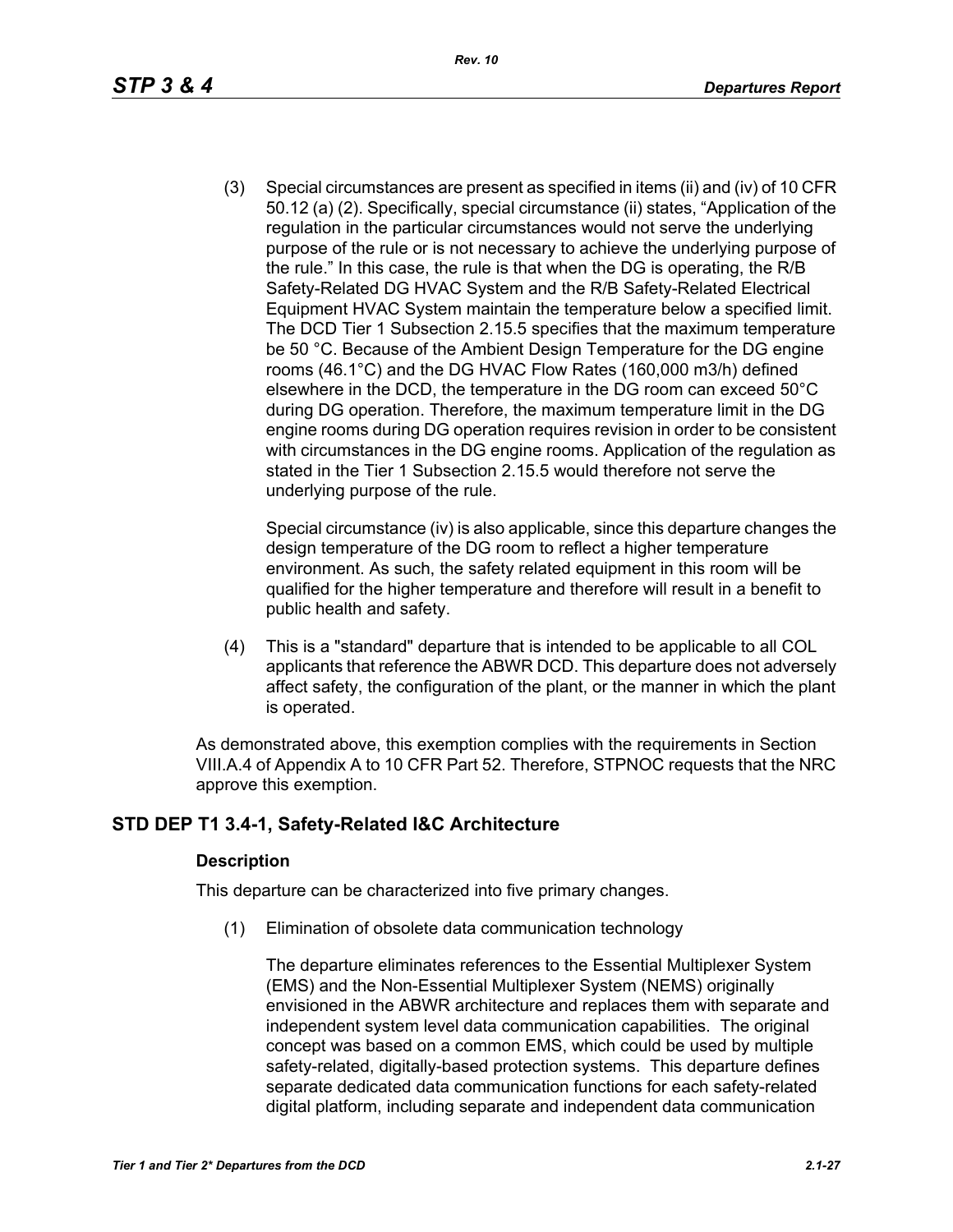(3) Special circumstances are present as specified in items (ii) and (iv) of 10 CFR 50.12 (a) (2). Specifically, special circumstance (ii) states, “Application of the regulation in the particular circumstances would not serve the underlying purpose of the rule or is not necessary to achieve the underlying purpose of the rule.” In this case, the rule is that when the DG is operating, the R/B Safety-Related DG HVAC System and the R/B Safety-Related Electrical Equipment HVAC System maintain the temperature below a specified limit. The DCD Tier 1 Subsection 2.15.5 specifies that the maximum temperature be 50 °C. Because of the Ambient Design Temperature for the DG engine rooms (46.1°C) and the DG HVAC Flow Rates (160,000 m3/h) defined elsewhere in the DCD, the temperature in the DG room can exceed 50°C during DG operation. Therefore, the maximum temperature limit in the DG engine rooms during DG operation requires revision in order to be consistent with circumstances in the DG engine rooms. Application of the regulation as stated in the Tier 1 Subsection 2.15.5 would therefore not serve the underlying purpose of the rule.

    Special circumstance (iv) is also applicable, since this departure changes the design temperature of the DG room to reflect a higher temperature environment. As such, the safety related equipment in this room will be qualified for the higher temperature and therefore will result in a benefit to public health and safety.

(4) This is a "standard" departure that is intended to be applicable to all COL applicants that reference the ABWR DCD. This departure does not adversely affect safety, the configuration of the plant, or the manner in which the plant is operated.

As demonstrated above, this exemption complies with the requirements in Section VIII.A.4 of Appendix A to 10 CFR Part 52. Therefore, STPNOC requests that the NRC approve this exemption.

## STD DEP T1 3.4-1, Safety-Related I&C Architecture

### Description

This departure can be characterized into five primary changes.

(1) Elimination of obsolete data communication technology

    The departure eliminates references to the Essential Multiplexer System (EMS) and the Non-Essential Multiplexer System (NEMS) originally envisioned in the ABWR architecture and replaces them with separate and independent system level data communication capabilities. The original concept was based on a common EMS, which could be used by multiple safety-related, digitally-based protection systems. This departure defines separate dedicated data communication functions for each safety-related digital platform, including separate and independent data communication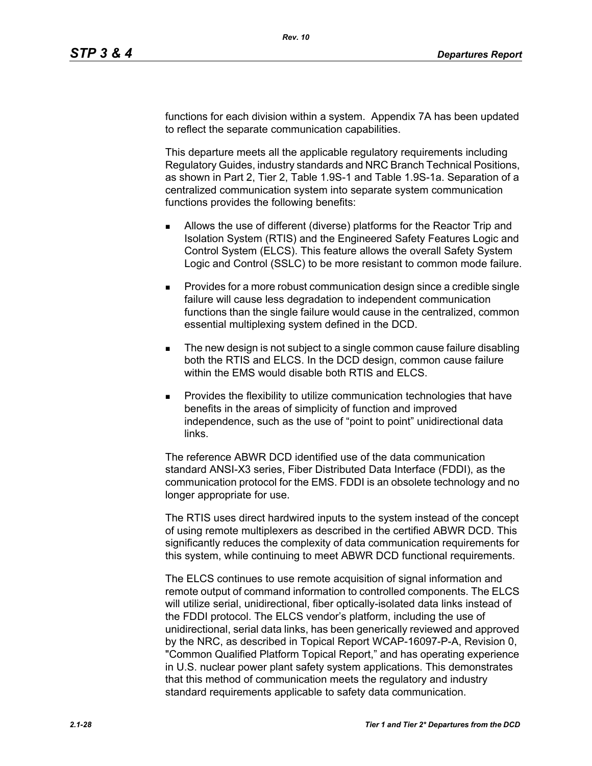functions for each division within a system. Appendix 7A has been updated to reflect the separate communication capabilities.

This departure meets all the applicable regulatory requirements including Regulatory Guides, industry standards and NRC Branch Technical Positions, as shown in Part 2, Tier 2, Table 1.9S-1 and Table 1.9S-1a. Separation of a centralized communication system into separate system communication functions provides the following benefits:

- Allows the use of different (diverse) platforms for the Reactor Trip and Isolation System (RTIS) and the Engineered Safety Features Logic and Control System (ELCS). This feature allows the overall Safety System Logic and Control (SSLC) to be more resistant to common mode failure.
- Provides for a more robust communication design since a credible single failure will cause less degradation to independent communication functions than the single failure would cause in the centralized, common essential multiplexing system defined in the DCD.
- The new design is not subject to a single common cause failure disabling both the RTIS and ELCS. In the DCD design, common cause failure within the EMS would disable both RTIS and ELCS.
- Provides the flexibility to utilize communication technologies that have benefits in the areas of simplicity of function and improved independence, such as the use of "point to point" unidirectional data links.

The reference ABWR DCD identified use of the data communication standard ANSI-X3 series, Fiber Distributed Data Interface (FDDI), as the communication protocol for the EMS. FDDI is an obsolete technology and no longer appropriate for use.

The RTIS uses direct hardwired inputs to the system instead of the concept of using remote multiplexers as described in the certified ABWR DCD. This significantly reduces the complexity of data communication requirements for this system, while continuing to meet ABWR DCD functional requirements.

The ELCS continues to use remote acquisition of signal information and remote output of command information to controlled components. The ELCS will utilize serial, unidirectional, fiber optically-isolated data links instead of the FDDI protocol. The ELCS vendor's platform, including the use of unidirectional, serial data links, has been generically reviewed and approved by the NRC, as described in Topical Report WCAP-16097-P-A, Revision 0, "Common Qualified Platform Topical Report," and has operating experience in U.S. nuclear power plant safety system applications. This demonstrates that this method of communication meets the regulatory and industry standard requirements applicable to safety data communication.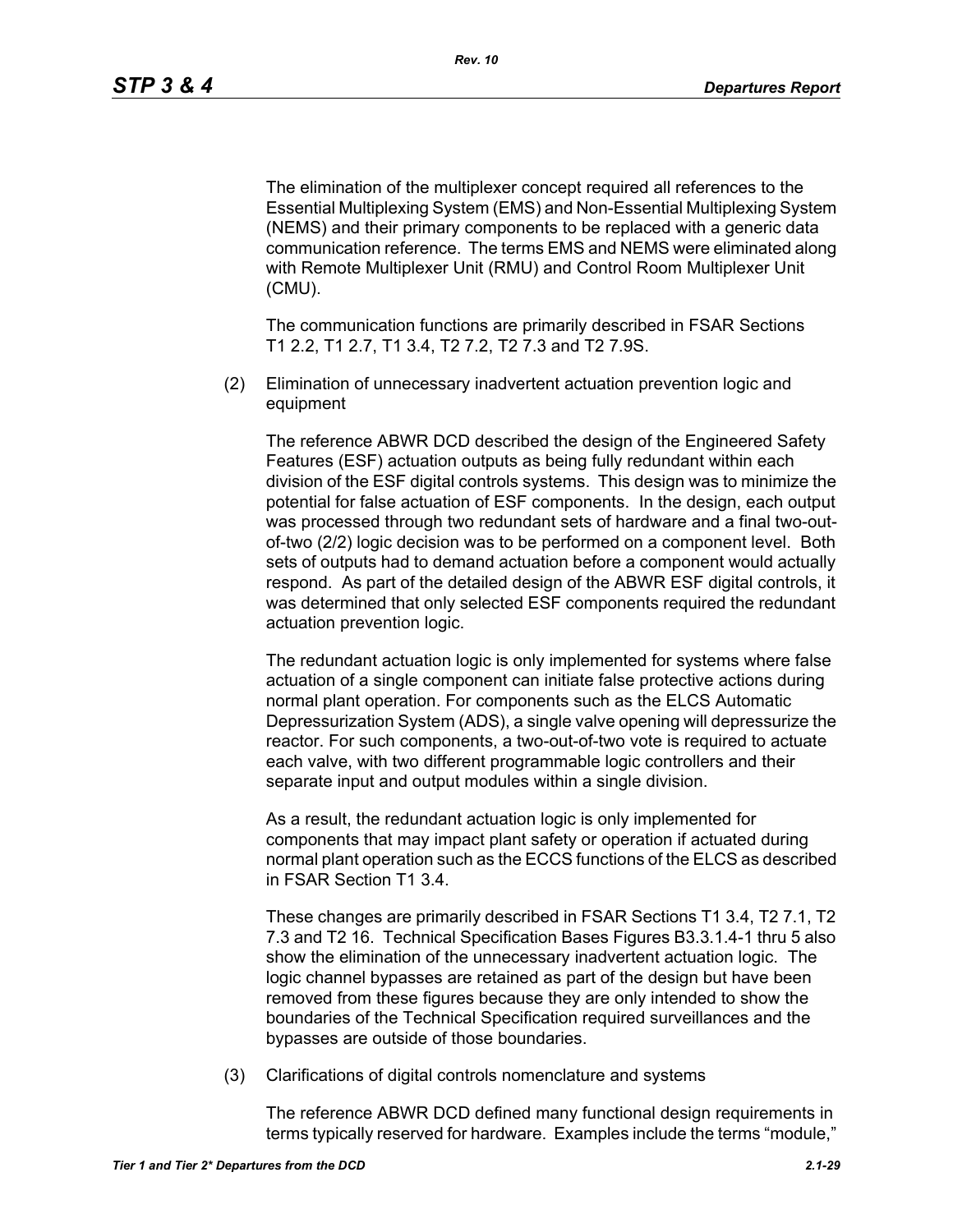The elimination of the multiplexer concept required all references to the Essential Multiplexing System (EMS) and Non-Essential Multiplexing System (NEMS) and their primary components to be replaced with a generic data communication reference. The terms EMS and NEMS were eliminated along with Remote Multiplexer Unit (RMU) and Control Room Multiplexer Unit (CMU).

The communication functions are primarily described in FSAR Sections T1 2.2, T1 2.7, T1 3.4, T2 7.2, T2 7.3 and T2 7.9S.

(2) Elimination of unnecessary inadvertent actuation prevention logic and equipment

The reference ABWR DCD described the design of the Engineered Safety Features (ESF) actuation outputs as being fully redundant within each division of the ESF digital controls systems. This design was to minimize the potential for false actuation of ESF components. In the design, each output was processed through two redundant sets of hardware and a final two-out-of-two (2/2) logic decision was to be performed on a component level. Both sets of outputs had to demand actuation before a component would actually respond. As part of the detailed design of the ABWR ESF digital controls, it was determined that only selected ESF components required the redundant actuation prevention logic.

The redundant actuation logic is only implemented for systems where false actuation of a single component can initiate false protective actions during normal plant operation. For components such as the ELCS Automatic Depressurization System (ADS), a single valve opening will depressurize the reactor. For such components, a two-out-of-two vote is required to actuate each valve, with two different programmable logic controllers and their separate input and output modules within a single division.

As a result, the redundant actuation logic is only implemented for components that may impact plant safety or operation if actuated during normal plant operation such as the ECCS functions of the ELCS as described in FSAR Section T1 3.4.

These changes are primarily described in FSAR Sections T1 3.4, T2 7.1, T2 7.3 and T2 16. Technical Specification Bases Figures B3.3.1.4-1 thru 5 also show the elimination of the unnecessary inadvertent actuation logic. The logic channel bypasses are retained as part of the design but have been removed from these figures because they are only intended to show the boundaries of the Technical Specification required surveillances and the bypasses are outside of those boundaries.

(3) Clarifications of digital controls nomenclature and systems

The reference ABWR DCD defined many functional design requirements in terms typically reserved for hardware. Examples include the terms "module,"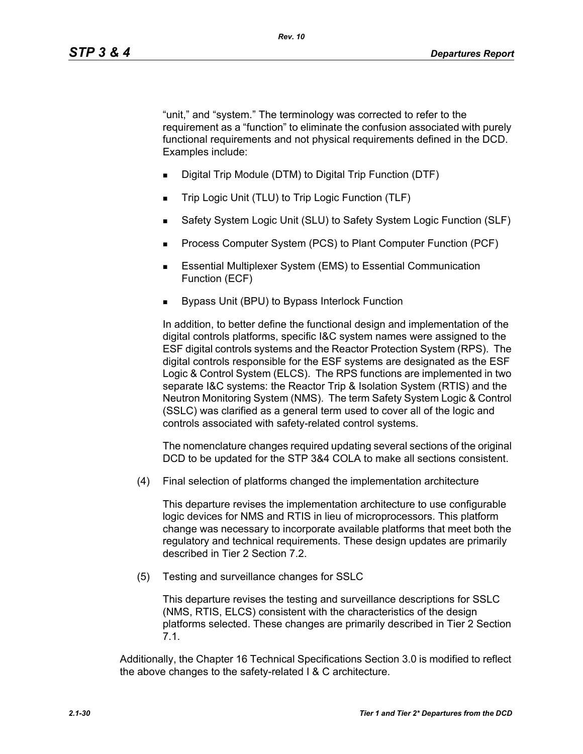"unit," and "system." The terminology was corrected to refer to the requirement as a "function" to eliminate the confusion associated with purely functional requirements and not physical requirements defined in the DCD. Examples include:

- Digital Trip Module (DTM) to Digital Trip Function (DTF)
- Trip Logic Unit (TLU) to Trip Logic Function (TLF)
- Safety System Logic Unit (SLU) to Safety System Logic Function (SLF)
- Process Computer System (PCS) to Plant Computer Function (PCF)
- Essential Multiplexer System (EMS) to Essential Communication Function (ECF)
- Bypass Unit (BPU) to Bypass Interlock Function

In addition, to better define the functional design and implementation of the digital controls platforms, specific I&C system names were assigned to the ESF digital controls systems and the Reactor Protection System (RPS). The digital controls responsible for the ESF systems are designated as the ESF Logic & Control System (ELCS). The RPS functions are implemented in two separate I&C systems: the Reactor Trip & Isolation System (RTIS) and the Neutron Monitoring System (NMS). The term Safety System Logic & Control (SSLC) was clarified as a general term used to cover all of the logic and controls associated with safety-related control systems.

The nomenclature changes required updating several sections of the original DCD to be updated for the STP 3&4 COLA to make all sections consistent.

(4) Final selection of platforms changed the implementation architecture

This departure revises the implementation architecture to use configurable logic devices for NMS and RTIS in lieu of microprocessors. This platform change was necessary to incorporate available platforms that meet both the regulatory and technical requirements. These design updates are primarily described in Tier 2 Section 7.2.

(5) Testing and surveillance changes for SSLC

This departure revises the testing and surveillance descriptions for SSLC (NMS, RTIS, ELCS) consistent with the characteristics of the design platforms selected. These changes are primarily described in Tier 2 Section 7.1.

Additionally, the Chapter 16 Technical Specifications Section 3.0 is modified to reflect the above changes to the safety-related I & C architecture.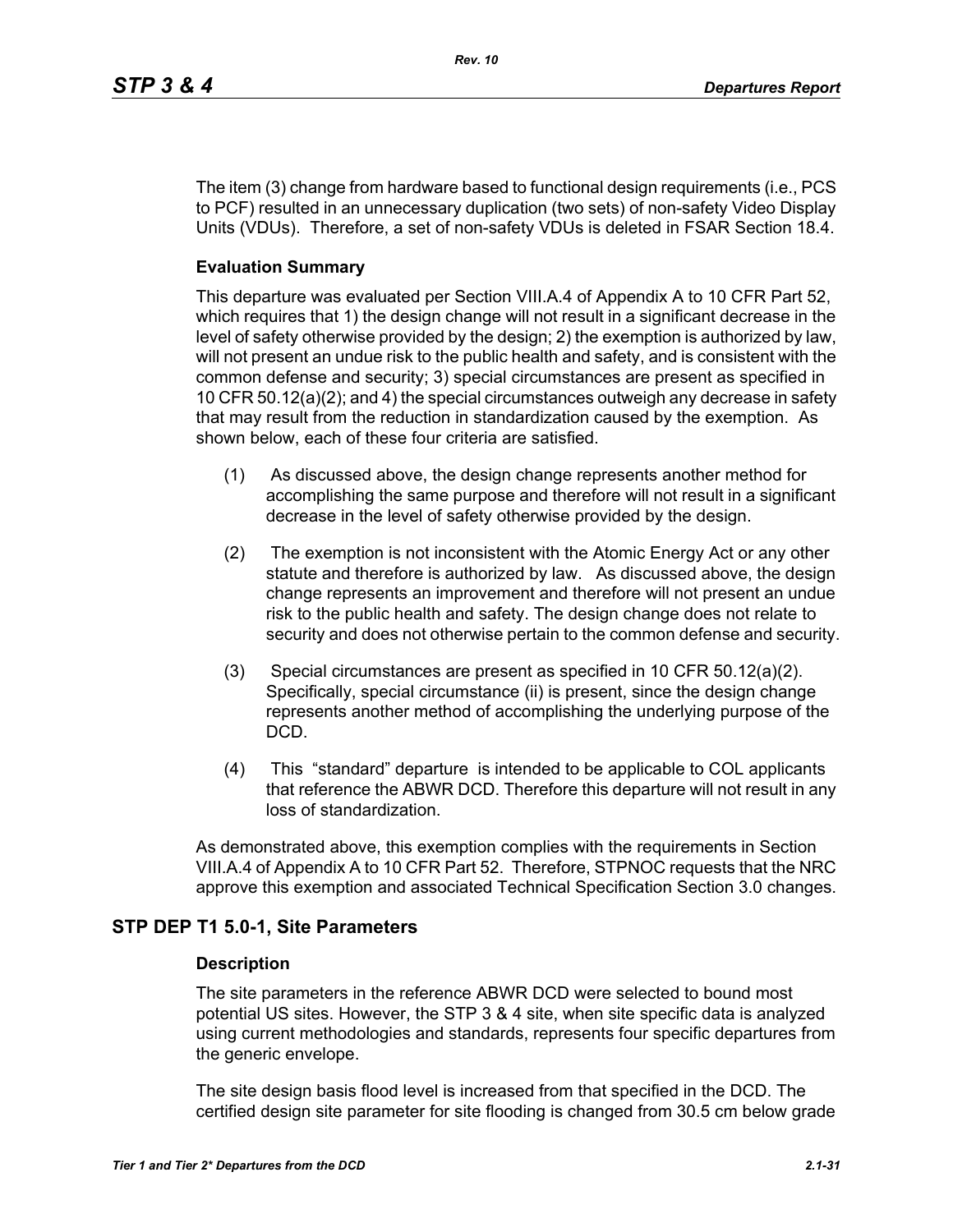The item (3) change from hardware based to functional design requirements (i.e., PCS to PCF) resulted in an unnecessary duplication (two sets) of non-safety Video Display Units (VDUs). Therefore, a set of non-safety VDUs is deleted in FSAR Section 18.4.

### Evaluation Summary

This departure was evaluated per Section VIII.A.4 of Appendix A to 10 CFR Part 52, which requires that 1) the design change will not result in a significant decrease in the level of safety otherwise provided by the design; 2) the exemption is authorized by law, will not present an undue risk to the public health and safety, and is consistent with the common defense and security; 3) special circumstances are present as specified in 10 CFR 50.12(a)(2); and 4) the special circumstances outweigh any decrease in safety that may result from the reduction in standardization caused by the exemption. As shown below, each of these four criteria are satisfied.

(1) As discussed above, the design change represents another method for accomplishing the same purpose and therefore will not result in a significant decrease in the level of safety otherwise provided by the design.

(2) The exemption is not inconsistent with the Atomic Energy Act or any other statute and therefore is authorized by law. As discussed above, the design change represents an improvement and therefore will not present an undue risk to the public health and safety. The design change does not relate to security and does not otherwise pertain to the common defense and security.

(3) Special circumstances are present as specified in 10 CFR 50.12(a)(2). Specifically, special circumstance (ii) is present, since the design change represents another method of accomplishing the underlying purpose of the DCD.

(4) This "standard" departure is intended to be applicable to COL applicants that reference the ABWR DCD. Therefore this departure will not result in any loss of standardization.

As demonstrated above, this exemption complies with the requirements in Section VIII.A.4 of Appendix A to 10 CFR Part 52. Therefore, STPNOC requests that the NRC approve this exemption and associated Technical Specification Section 3.0 changes.

## STP DEP T1 5.0-1, Site Parameters

### Description

The site parameters in the reference ABWR DCD were selected to bound most potential US sites. However, the STP 3 & 4 site, when site specific data is analyzed using current methodologies and standards, represents four specific departures from the generic envelope.

The site design basis flood level is increased from that specified in the DCD. The certified design site parameter for site flooding is changed from 30.5 cm below grade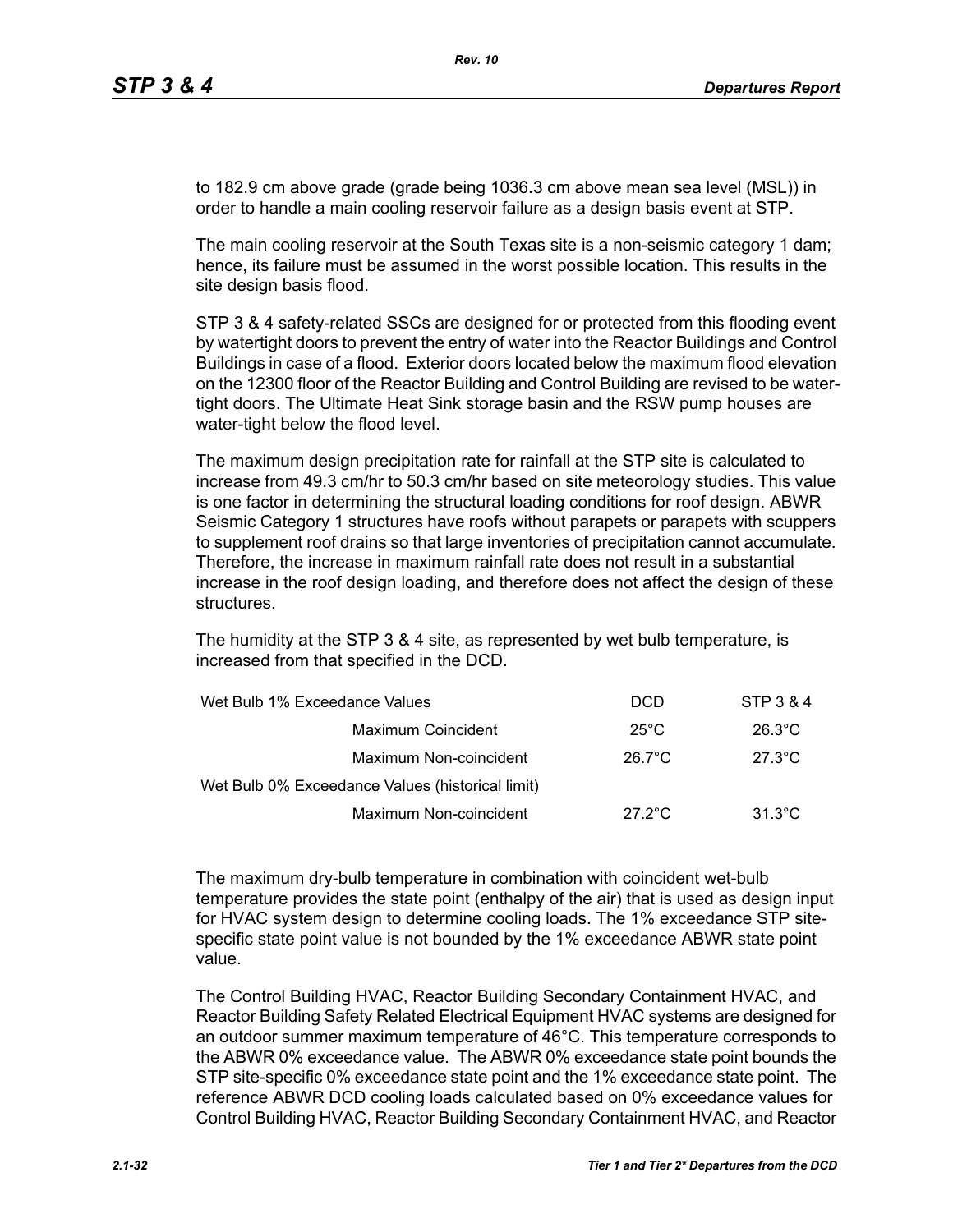to 182.9 cm above grade (grade being 1036.3 cm above mean sea level (MSL)) in order to handle a main cooling reservoir failure as a design basis event at STP.

The main cooling reservoir at the South Texas site is a non-seismic category 1 dam; hence, its failure must be assumed in the worst possible location. This results in the site design basis flood.

STP 3 & 4 safety-related SSCs are designed for or protected from this flooding event by watertight doors to prevent the entry of water into the Reactor Buildings and Control Buildings in case of a flood. Exterior doors located below the maximum flood elevation on the 12300 floor of the Reactor Building and Control Building are revised to be water-tight doors. The Ultimate Heat Sink storage basin and the RSW pump houses are water-tight below the flood level.

The maximum design precipitation rate for rainfall at the STP site is calculated to increase from 49.3 cm/hr to 50.3 cm/hr based on site meteorology studies. This value is one factor in determining the structural loading conditions for roof design. ABWR Seismic Category 1 structures have roofs without parapets or parapets with scuppers to supplement roof drains so that large inventories of precipitation cannot accumulate. Therefore, the increase in maximum rainfall rate does not result in a substantial increase in the roof design loading, and therefore does not affect the design of these structures.

The humidity at the STP 3 & 4 site, as represented by wet bulb temperature, is increased from that specified in the DCD.

| Wet Bulb 1% Exceedance Values | | DCD | STP 3 & 4 |
|---|---|---|---|
| | Maximum Coincident | 25°C | 26.3°C |
| | Maximum Non-coincident | 26.7°C | 27.3°C |
| Wet Bulb 0% Exceedance Values (historical limit) | | | |
| | Maximum Non-coincident | 27.2°C | 31.3°C |

The maximum dry-bulb temperature in combination with coincident wet-bulb temperature provides the state point (enthalpy of the air) that is used as design input for HVAC system design to determine cooling loads. The 1% exceedance STP site-specific state point value is not bounded by the 1% exceedance ABWR state point value.

The Control Building HVAC, Reactor Building Secondary Containment HVAC, and Reactor Building Safety Related Electrical Equipment HVAC systems are designed for an outdoor summer maximum temperature of 46°C. This temperature corresponds to the ABWR 0% exceedance value. The ABWR 0% exceedance state point bounds the STP site-specific 0% exceedance state point and the 1% exceedance state point. The reference ABWR DCD cooling loads calculated based on 0% exceedance values for Control Building HVAC, Reactor Building Secondary Containment HVAC, and Reactor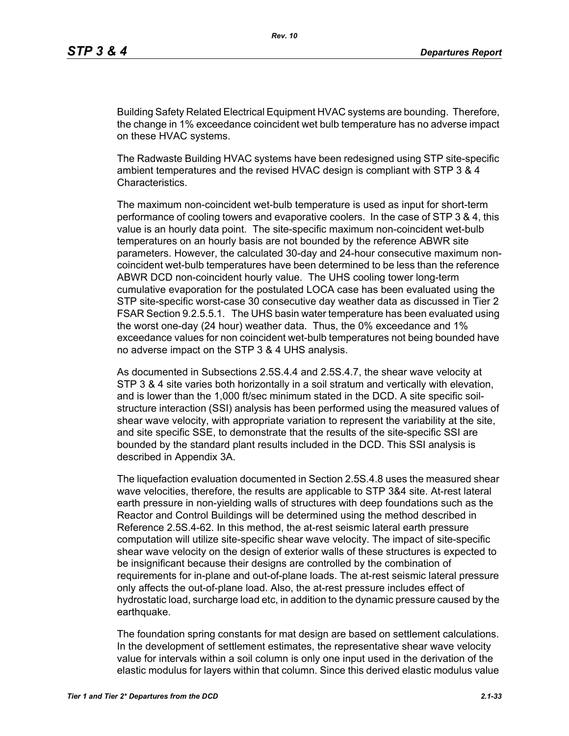Building Safety Related Electrical Equipment HVAC systems are bounding. Therefore, the change in 1% exceedance coincident wet bulb temperature has no adverse impact on these HVAC systems.

The Radwaste Building HVAC systems have been redesigned using STP site-specific ambient temperatures and the revised HVAC design is compliant with STP 3 & 4 Characteristics.

The maximum non-coincident wet-bulb temperature is used as input for short-term performance of cooling towers and evaporative coolers. In the case of STP 3 & 4, this value is an hourly data point. The site-specific maximum non-coincident wet-bulb temperatures on an hourly basis are not bounded by the reference ABWR site parameters. However, the calculated 30-day and 24-hour consecutive maximum non-coincident wet-bulb temperatures have been determined to be less than the reference ABWR DCD non-coincident hourly value. The UHS cooling tower long-term cumulative evaporation for the postulated LOCA case has been evaluated using the STP site-specific worst-case 30 consecutive day weather data as discussed in Tier 2 FSAR Section 9.2.5.5.1. The UHS basin water temperature has been evaluated using the worst one-day (24 hour) weather data. Thus, the 0% exceedance and 1% exceedance values for non coincident wet-bulb temperatures not being bounded have no adverse impact on the STP 3 & 4 UHS analysis.

As documented in Subsections 2.5S.4.4 and 2.5S.4.7, the shear wave velocity at STP 3 & 4 site varies both horizontally in a soil stratum and vertically with elevation, and is lower than the 1,000 ft/sec minimum stated in the DCD. A site specific soil-structure interaction (SSI) analysis has been performed using the measured values of shear wave velocity, with appropriate variation to represent the variability at the site, and site specific SSE, to demonstrate that the results of the site-specific SSI are bounded by the standard plant results included in the DCD. This SSI analysis is described in Appendix 3A.

The liquefaction evaluation documented in Section 2.5S.4.8 uses the measured shear wave velocities, therefore, the results are applicable to STP 3&4 site. At-rest lateral earth pressure in non-yielding walls of structures with deep foundations such as the Reactor and Control Buildings will be determined using the method described in Reference 2.5S.4-62. In this method, the at-rest seismic lateral earth pressure computation will utilize site-specific shear wave velocity. The impact of site-specific shear wave velocity on the design of exterior walls of these structures is expected to be insignificant because their designs are controlled by the combination of requirements for in-plane and out-of-plane loads. The at-rest seismic lateral pressure only affects the out-of-plane load. Also, the at-rest pressure includes effect of hydrostatic load, surcharge load etc, in addition to the dynamic pressure caused by the earthquake.

The foundation spring constants for mat design are based on settlement calculations. In the development of settlement estimates, the representative shear wave velocity value for intervals within a soil column is only one input used in the derivation of the elastic modulus for layers within that column. Since this derived elastic modulus value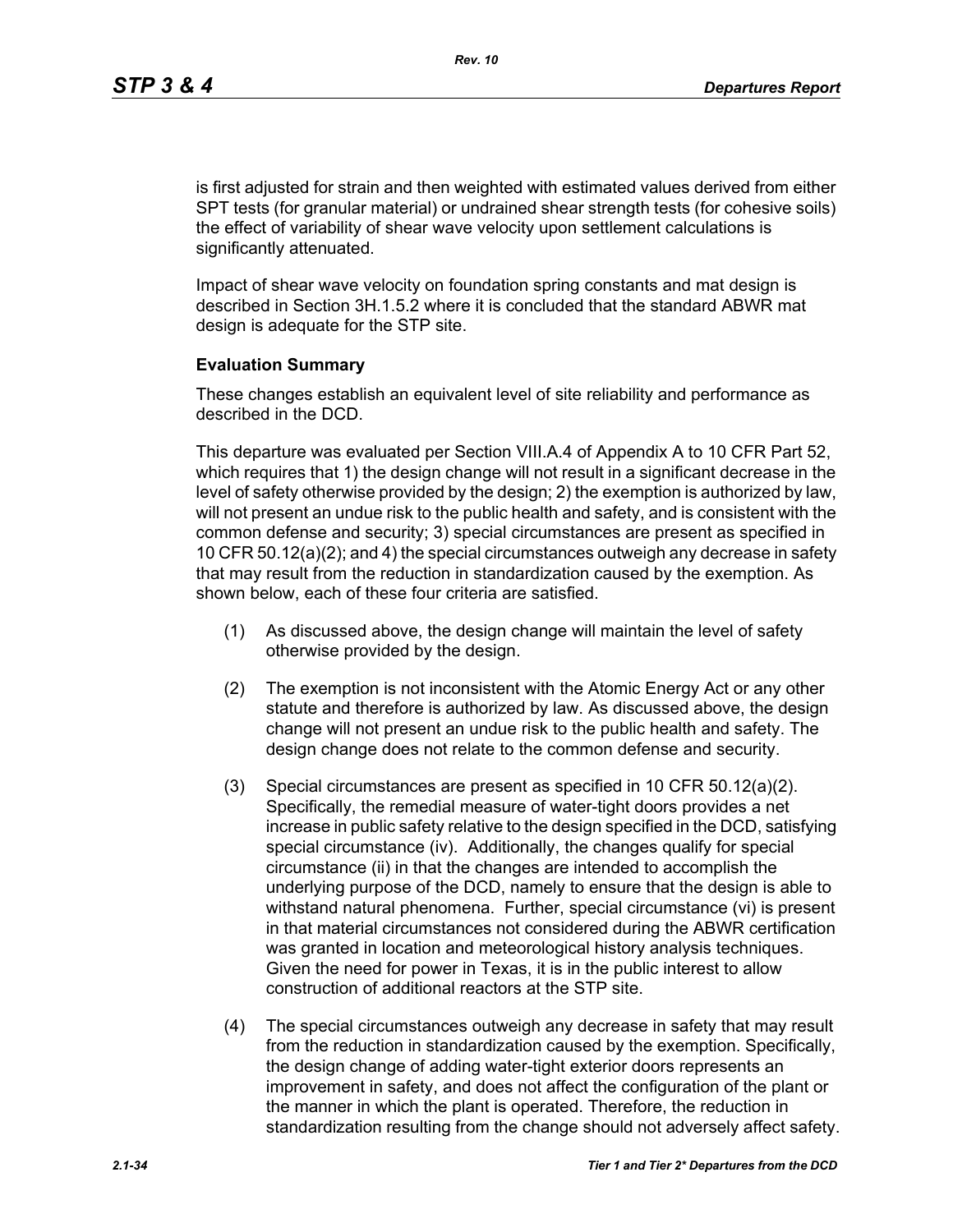is first adjusted for strain and then weighted with estimated values derived from either SPT tests (for granular material) or undrained shear strength tests (for cohesive soils) the effect of variability of shear wave velocity upon settlement calculations is significantly attenuated.

Impact of shear wave velocity on foundation spring constants and mat design is described in Section 3H.1.5.2 where it is concluded that the standard ABWR mat design is adequate for the STP site.

**Evaluation Summary**

These changes establish an equivalent level of site reliability and performance as described in the DCD.

This departure was evaluated per Section VIII.A.4 of Appendix A to 10 CFR Part 52, which requires that 1) the design change will not result in a significant decrease in the level of safety otherwise provided by the design; 2) the exemption is authorized by law, will not present an undue risk to the public health and safety, and is consistent with the common defense and security; 3) special circumstances are present as specified in 10 CFR 50.12(a)(2); and 4) the special circumstances outweigh any decrease in safety that may result from the reduction in standardization caused by the exemption. As shown below, each of these four criteria are satisfied.

(1) As discussed above, the design change will maintain the level of safety otherwise provided by the design.

(2) The exemption is not inconsistent with the Atomic Energy Act or any other statute and therefore is authorized by law. As discussed above, the design change will not present an undue risk to the public health and safety. The design change does not relate to the common defense and security.

(3) Special circumstances are present as specified in 10 CFR 50.12(a)(2). Specifically, the remedial measure of water-tight doors provides a net increase in public safety relative to the design specified in the DCD, satisfying special circumstance (iv). Additionally, the changes qualify for special circumstance (ii) in that the changes are intended to accomplish the underlying purpose of the DCD, namely to ensure that the design is able to withstand natural phenomena. Further, special circumstance (vi) is present in that material circumstances not considered during the ABWR certification was granted in location and meteorological history analysis techniques. Given the need for power in Texas, it is in the public interest to allow construction of additional reactors at the STP site.

(4) The special circumstances outweigh any decrease in safety that may result from the reduction in standardization caused by the exemption. Specifically, the design change of adding water-tight exterior doors represents an improvement in safety, and does not affect the configuration of the plant or the manner in which the plant is operated. Therefore, the reduction in standardization resulting from the change should not adversely affect safety.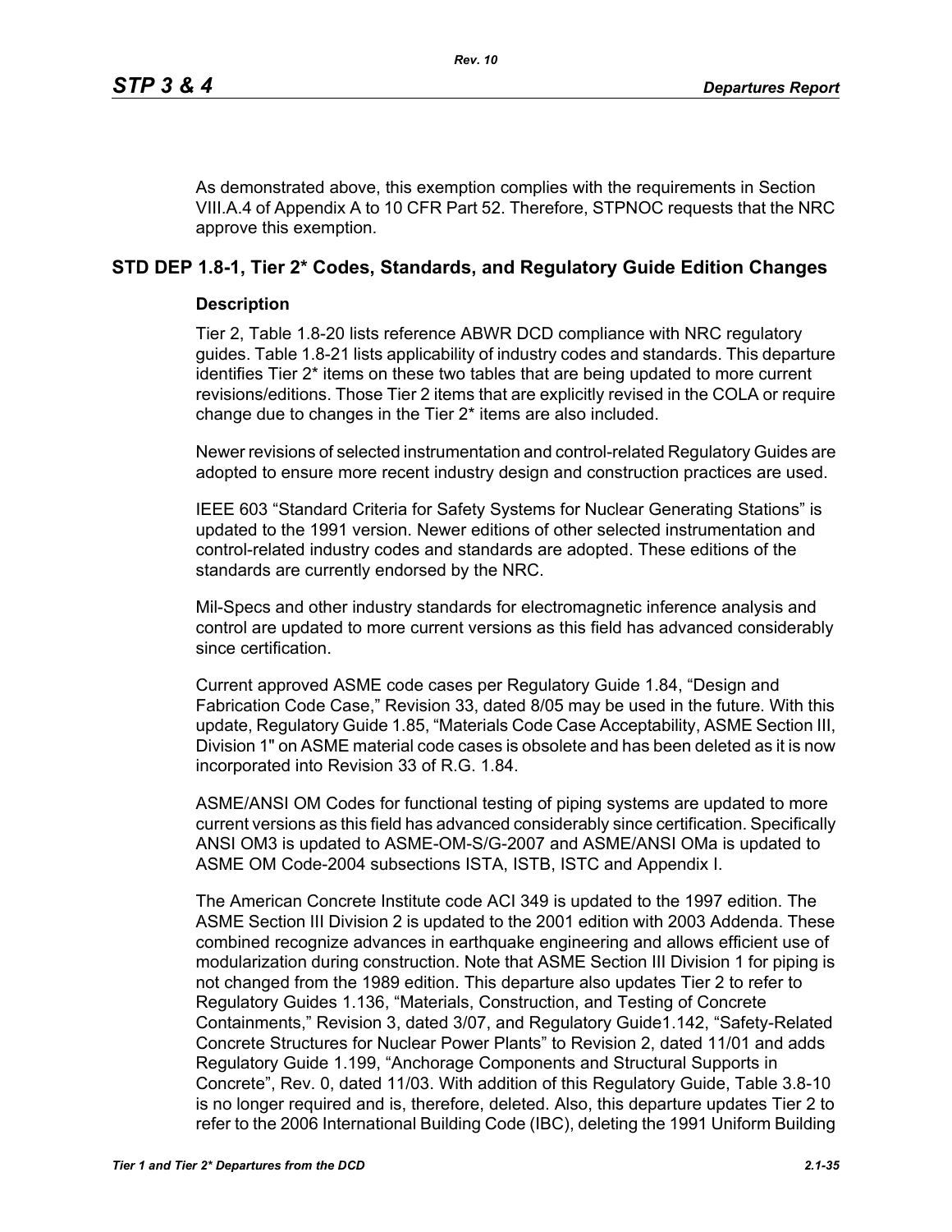As demonstrated above, this exemption complies with the requirements in Section VIII.A.4 of Appendix A to 10 CFR Part 52. Therefore, STPNOC requests that the NRC approve this exemption.

## STD DEP 1.8-1, Tier 2* Codes, Standards, and Regulatory Guide Edition Changes

### Description

Tier 2, Table 1.8-20 lists reference ABWR DCD compliance with NRC regulatory guides. Table 1.8-21 lists applicability of industry codes and standards. This departure identifies Tier 2* items on these two tables that are being updated to more current revisions/editions. Those Tier 2 items that are explicitly revised in the COLA or require change due to changes in the Tier 2* items are also included.

Newer revisions of selected instrumentation and control-related Regulatory Guides are adopted to ensure more recent industry design and construction practices are used.

IEEE 603 “Standard Criteria for Safety Systems for Nuclear Generating Stations” is updated to the 1991 version. Newer editions of other selected instrumentation and control-related industry codes and standards are adopted. These editions of the standards are currently endorsed by the NRC.

Mil-Specs and other industry standards for electromagnetic inference analysis and control are updated to more current versions as this field has advanced considerably since certification.

Current approved ASME code cases per Regulatory Guide 1.84, “Design and Fabrication Code Case,” Revision 33, dated 8/05 may be used in the future. With this update, Regulatory Guide 1.85, “Materials Code Case Acceptability, ASME Section III, Division 1" on ASME material code cases is obsolete and has been deleted as it is now incorporated into Revision 33 of R.G. 1.84.

ASME/ANSI OM Codes for functional testing of piping systems are updated to more current versions as this field has advanced considerably since certification. Specifically ANSI OM3 is updated to ASME-OM-S/G-2007 and ASME/ANSI OMa is updated to ASME OM Code-2004 subsections ISTA, ISTB, ISTC and Appendix I.

The American Concrete Institute code ACI 349 is updated to the 1997 edition. The ASME Section III Division 2 is updated to the 2001 edition with 2003 Addenda. These combined recognize advances in earthquake engineering and allows efficient use of modularization during construction. Note that ASME Section III Division 1 for piping is not changed from the 1989 edition. This departure also updates Tier 2 to refer to Regulatory Guides 1.136, “Materials, Construction, and Testing of Concrete Containments,” Revision 3, dated 3/07, and Regulatory Guide1.142, “Safety-Related Concrete Structures for Nuclear Power Plants” to Revision 2, dated 11/01 and adds Regulatory Guide 1.199, “Anchorage Components and Structural Supports in Concrete”, Rev. 0, dated 11/03. With addition of this Regulatory Guide, Table 3.8-10 is no longer required and is, therefore, deleted. Also, this departure updates Tier 2 to refer to the 2006 International Building Code (IBC), deleting the 1991 Uniform Building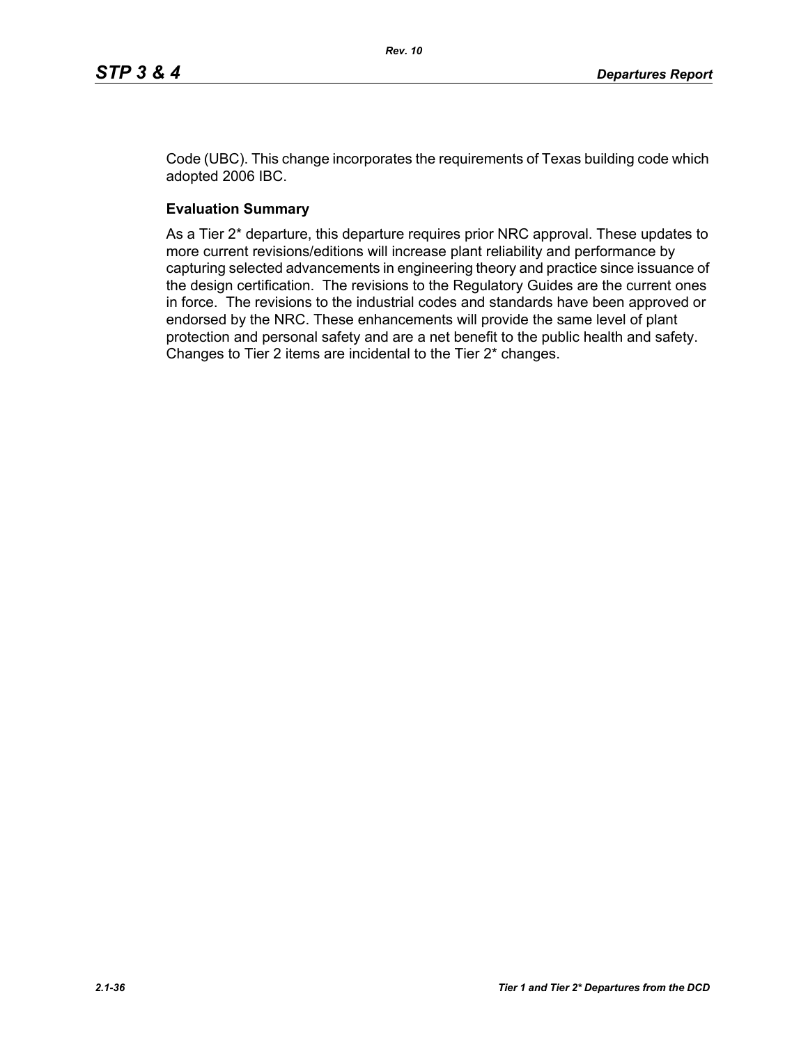Code (UBC). This change incorporates the requirements of Texas building code which adopted 2006 IBC.

### Evaluation Summary

As a Tier 2* departure, this departure requires prior NRC approval. These updates to more current revisions/editions will increase plant reliability and performance by capturing selected advancements in engineering theory and practice since issuance of the design certification. The revisions to the Regulatory Guides are the current ones in force. The revisions to the industrial codes and standards have been approved or endorsed by the NRC. These enhancements will provide the same level of plant protection and personal safety and are a net benefit to the public health and safety. Changes to Tier 2 items are incidental to the Tier 2* changes.